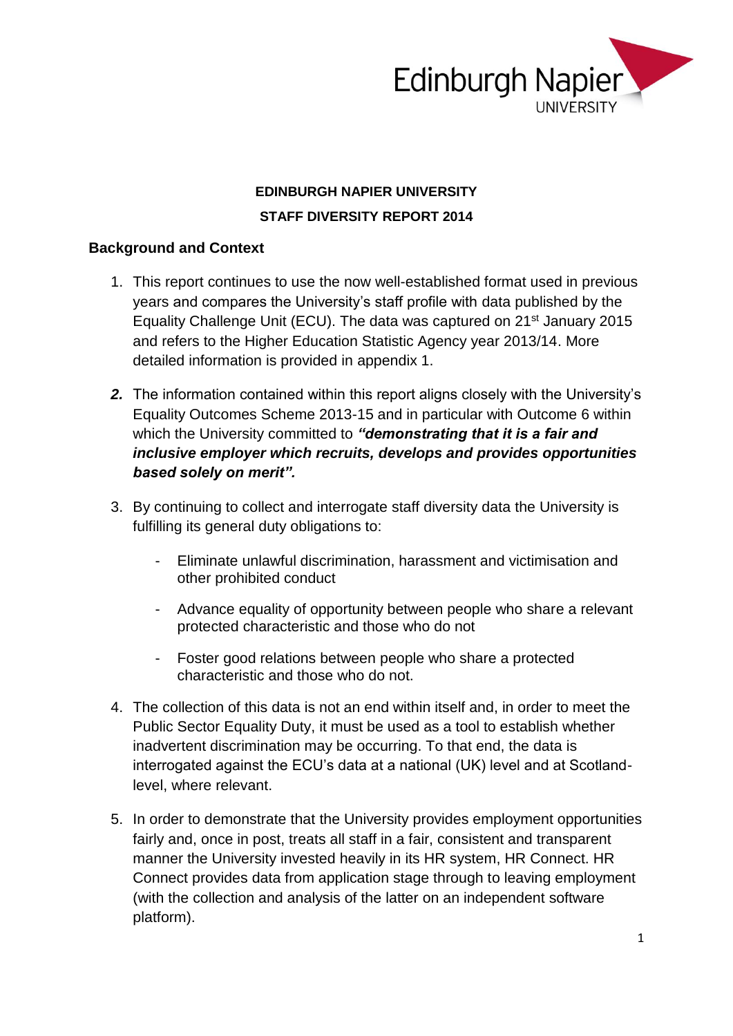**EDINBURGH NAPIER UNIVERSITY**

**STAFF DIVERSITY REPORT 2014**

## Background and Context

1. This report continues to use the now well-established format used in previous years and compares the University's staff profile with data published by the Equality Challenge Unit (ECU). The data was captured on 21st January 2015 and refers to the Higher Education Statistic Agency year 2013/14. More detailed information is provided in appendix 1.

2. The information contained within this report aligns closely with the University's Equality Outcomes Scheme 2013-15 and in particular with Outcome 6 within which the University committed to ***"demonstrating that it is a fair and inclusive employer which recruits, develops and provides opportunities based solely on merit".***

3. By continuing to collect and interrogate staff diversity data the University is fulfilling its general duty obligations to:

   - Eliminate unlawful discrimination, harassment and victimisation and other prohibited conduct
   - Advance equality of opportunity between people who share a relevant protected characteristic and those who do not
   - Foster good relations between people who share a protected characteristic and those who do not.

4. The collection of this data is not an end within itself and, in order to meet the Public Sector Equality Duty, it must be used as a tool to establish whether inadvertent discrimination may be occurring. To that end, the data is interrogated against the ECU's data at a national (UK) level and at Scotland-level, where relevant.

5. In order to demonstrate that the University provides employment opportunities fairly and, once in post, treats all staff in a fair, consistent and transparent manner the University invested heavily in its HR system, HR Connect. HR Connect provides data from application stage through to leaving employment (with the collection and analysis of the latter on an independent software platform).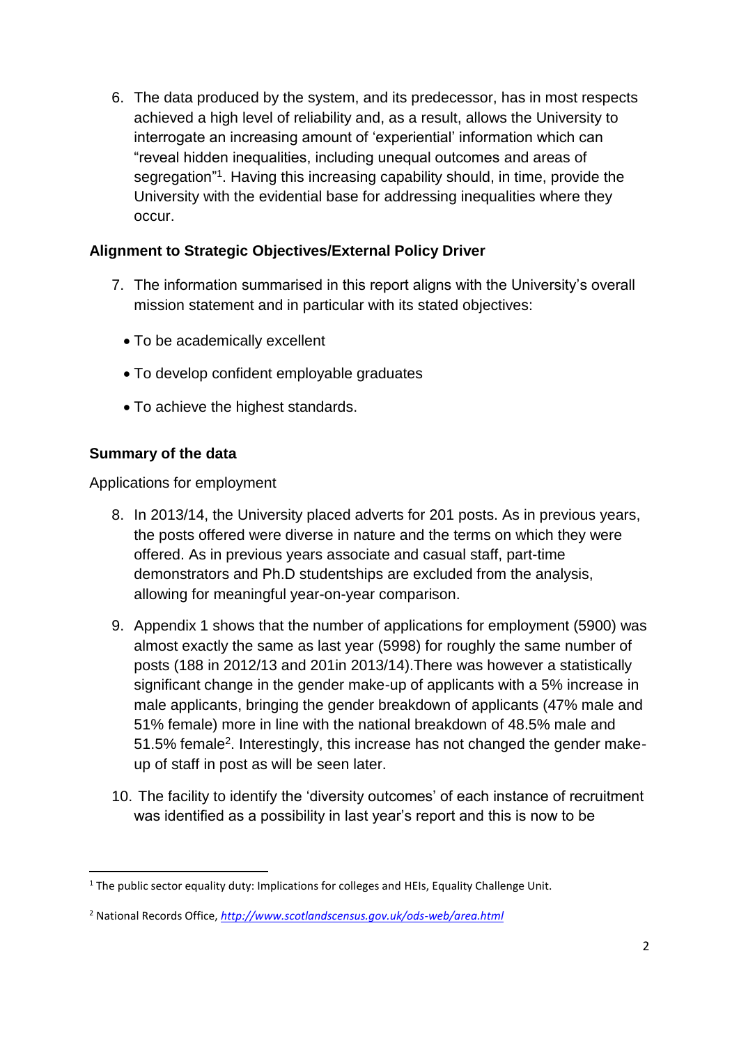6. The data produced by the system, and its predecessor, has in most respects achieved a high level of reliability and, as a result, allows the University to interrogate an increasing amount of 'experiential' information which can "reveal hidden inequalities, including unequal outcomes and areas of segregation"[1]. Having this increasing capability should, in time, provide the University with the evidential base for addressing inequalities where they occur.

**Alignment to Strategic Objectives/External Policy Driver**

7. The information summarised in this report aligns with the University's overall mission statement and in particular with its stated objectives:

- To be academically excellent
- To develop confident employable graduates
- To achieve the highest standards.

**Summary of the data**

Applications for employment

8. In 2013/14, the University placed adverts for 201 posts. As in previous years, the posts offered were diverse in nature and the terms on which they were offered. As in previous years associate and casual staff, part-time demonstrators and Ph.D studentships are excluded from the analysis, allowing for meaningful year-on-year comparison.

9. Appendix 1 shows that the number of applications for employment (5900) was almost exactly the same as last year (5998) for roughly the same number of posts (188 in 2012/13 and 201in 2013/14).There was however a statistically significant change in the gender make-up of applicants with a 5% increase in male applicants, bringing the gender breakdown of applicants (47% male and 51% female) more in line with the national breakdown of 48.5% male and 51.5% female[2]. Interestingly, this increase has not changed the gender make-up of staff in post as will be seen later.

10. The facility to identify the 'diversity outcomes' of each instance of recruitment was identified as a possibility in last year's report and this is now to be

---

[1] The public sector equality duty: Implications for colleges and HEIs, Equality Challenge Unit.

[2] National Records Office, *http://www.scotlandscensus.gov.uk/ods-web/area.html*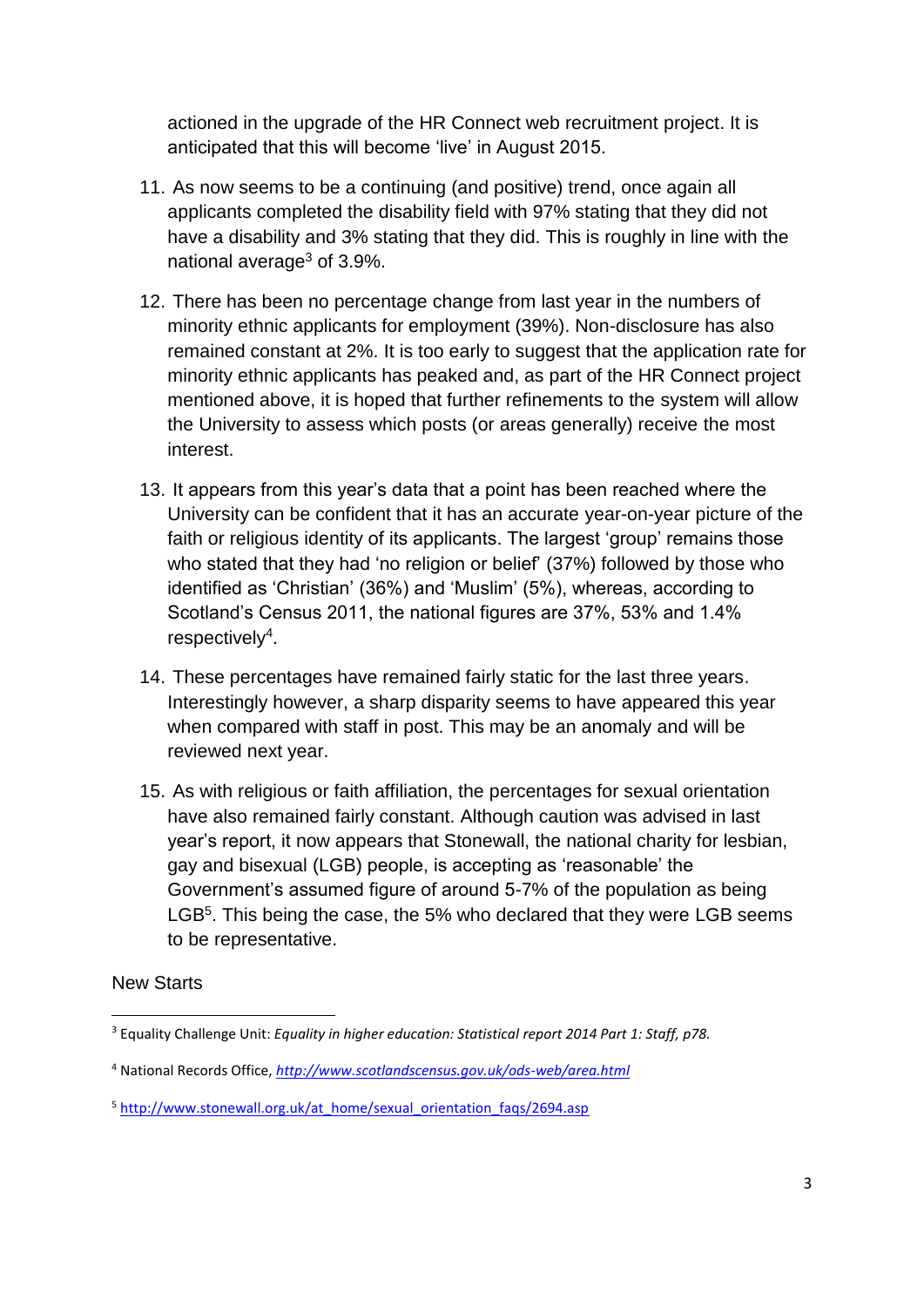actioned in the upgrade of the HR Connect web recruitment project. It is anticipated that this will become 'live' in August 2015.

11. As now seems to be a continuing (and positive) trend, once again all applicants completed the disability field with 97% stating that they did not have a disability and 3% stating that they did. This is roughly in line with the national average[3] of 3.9%.

12. There has been no percentage change from last year in the numbers of minority ethnic applicants for employment (39%). Non-disclosure has also remained constant at 2%. It is too early to suggest that the application rate for minority ethnic applicants has peaked and, as part of the HR Connect project mentioned above, it is hoped that further refinements to the system will allow the University to assess which posts (or areas generally) receive the most interest.

13. It appears from this year's data that a point has been reached where the University can be confident that it has an accurate year-on-year picture of the faith or religious identity of its applicants. The largest 'group' remains those who stated that they had 'no religion or belief' (37%) followed by those who identified as 'Christian' (36%) and 'Muslim' (5%), whereas, according to Scotland's Census 2011, the national figures are 37%, 53% and 1.4% respectively[4].

14. These percentages have remained fairly static for the last three years. Interestingly however, a sharp disparity seems to have appeared this year when compared with staff in post. This may be an anomaly and will be reviewed next year.

15. As with religious or faith affiliation, the percentages for sexual orientation have also remained fairly constant. Although caution was advised in last year's report, it now appears that Stonewall, the national charity for lesbian, gay and bisexual (LGB) people, is accepting as 'reasonable' the Government's assumed figure of around 5-7% of the population as being LGB[5]. This being the case, the 5% who declared that they were LGB seems to be representative.

New Starts

---

[3] Equality Challenge Unit: *Equality in higher education: Statistical report 2014 Part 1: Staff, p78.*

[4] National Records Office, *http://www.scotlandscensus.gov.uk/ods-web/area.html*

[5] http://www.stonewall.org.uk/at_home/sexual_orientation_faqs/2694.asp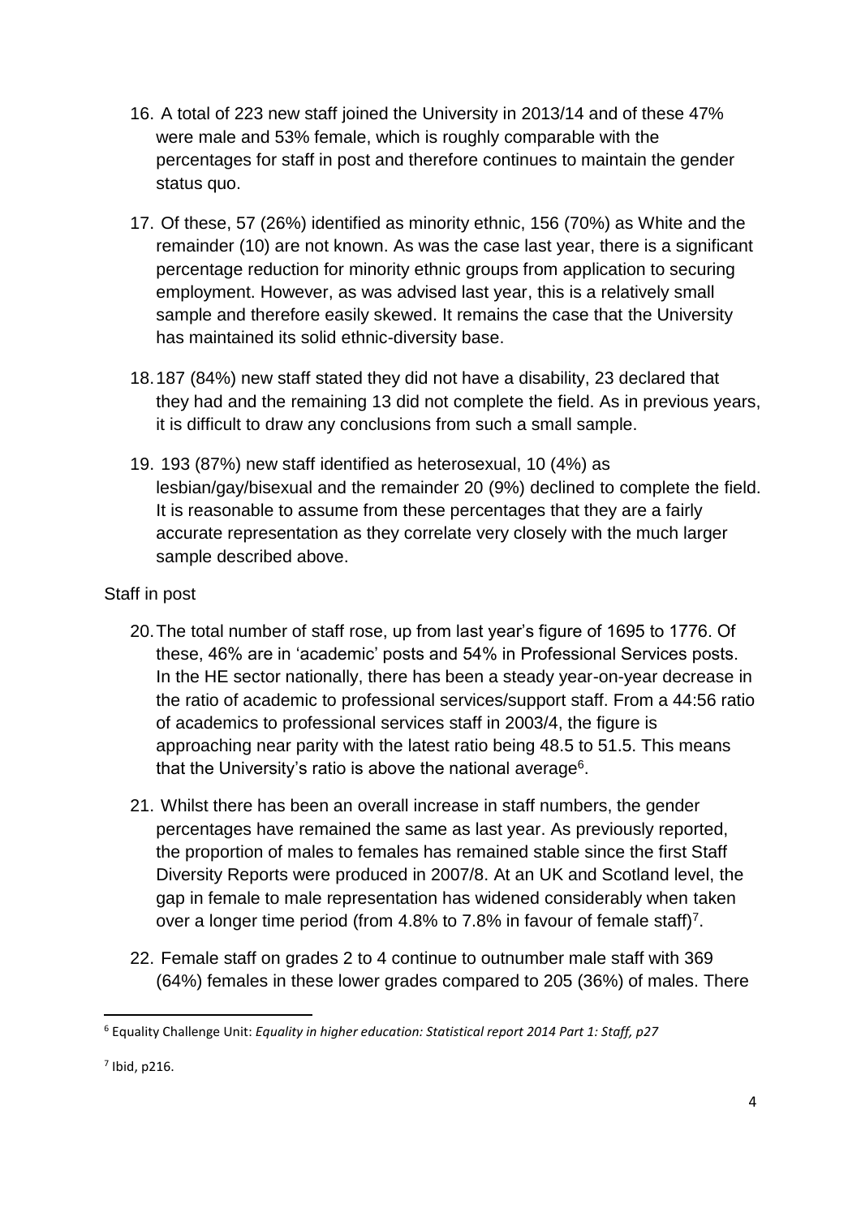16. A total of 223 new staff joined the University in 2013/14 and of these 47% were male and 53% female, which is roughly comparable with the percentages for staff in post and therefore continues to maintain the gender status quo.

17. Of these, 57 (26%) identified as minority ethnic, 156 (70%) as White and the remainder (10) are not known. As was the case last year, there is a significant percentage reduction for minority ethnic groups from application to securing employment. However, as was advised last year, this is a relatively small sample and therefore easily skewed. It remains the case that the University has maintained its solid ethnic-diversity base.

18. 187 (84%) new staff stated they did not have a disability, 23 declared that they had and the remaining 13 did not complete the field. As in previous years, it is difficult to draw any conclusions from such a small sample.

19. 193 (87%) new staff identified as heterosexual, 10 (4%) as lesbian/gay/bisexual and the remainder 20 (9%) declined to complete the field. It is reasonable to assume from these percentages that they are a fairly accurate representation as they correlate very closely with the much larger sample described above.

Staff in post

20. The total number of staff rose, up from last year's figure of 1695 to 1776. Of these, 46% are in 'academic' posts and 54% in Professional Services posts. In the HE sector nationally, there has been a steady year-on-year decrease in the ratio of academic to professional services/support staff. From a 44:56 ratio of academics to professional services staff in 2003/4, the figure is approaching near parity with the latest ratio being 48.5 to 51.5. This means that the University's ratio is above the national average[6].

21. Whilst there has been an overall increase in staff numbers, the gender percentages have remained the same as last year. As previously reported, the proportion of males to females has remained stable since the first Staff Diversity Reports were produced in 2007/8. At an UK and Scotland level, the gap in female to male representation has widened considerably when taken over a longer time period (from 4.8% to 7.8% in favour of female staff)[7].

22. Female staff on grades 2 to 4 continue to outnumber male staff with 369 (64%) females in these lower grades compared to 205 (36%) of males. There

---

[6] Equality Challenge Unit: *Equality in higher education: Statistical report 2014 Part 1: Staff, p27*

[7] Ibid, p216.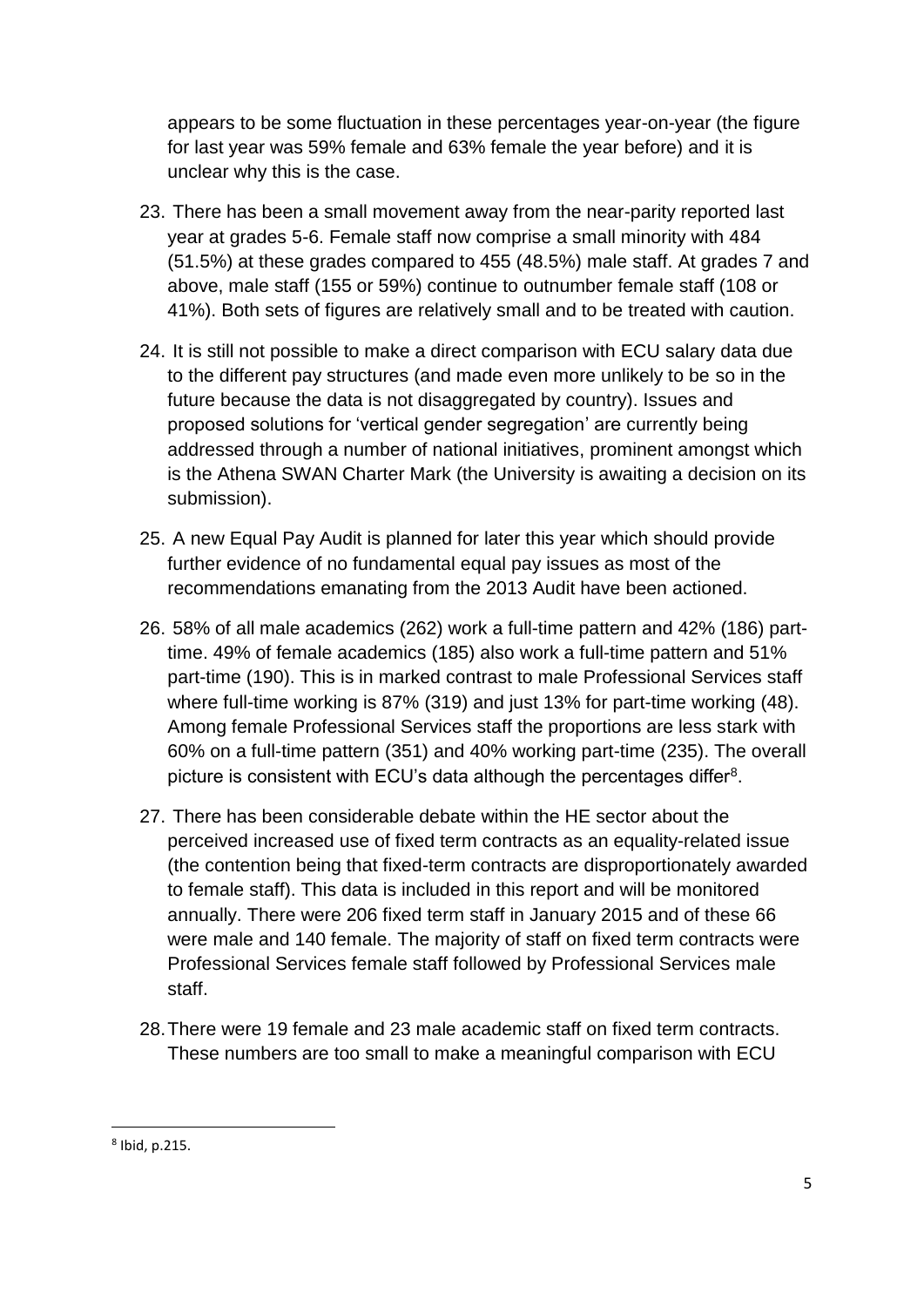appears to be some fluctuation in these percentages year-on-year (the figure for last year was 59% female and 63% female the year before) and it is unclear why this is the case.

23. There has been a small movement away from the near-parity reported last year at grades 5-6. Female staff now comprise a small minority with 484 (51.5%) at these grades compared to 455 (48.5%) male staff. At grades 7 and above, male staff (155 or 59%) continue to outnumber female staff (108 or 41%). Both sets of figures are relatively small and to be treated with caution.

24. It is still not possible to make a direct comparison with ECU salary data due to the different pay structures (and made even more unlikely to be so in the future because the data is not disaggregated by country). Issues and proposed solutions for 'vertical gender segregation' are currently being addressed through a number of national initiatives, prominent amongst which is the Athena SWAN Charter Mark (the University is awaiting a decision on its submission).

25. A new Equal Pay Audit is planned for later this year which should provide further evidence of no fundamental equal pay issues as most of the recommendations emanating from the 2013 Audit have been actioned.

26. 58% of all male academics (262) work a full-time pattern and 42% (186) part-time. 49% of female academics (185) also work a full-time pattern and 51% part-time (190). This is in marked contrast to male Professional Services staff where full-time working is 87% (319) and just 13% for part-time working (48). Among female Professional Services staff the proportions are less stark with 60% on a full-time pattern (351) and 40% working part-time (235). The overall picture is consistent with ECU's data although the percentages differ[8].

27. There has been considerable debate within the HE sector about the perceived increased use of fixed term contracts as an equality-related issue (the contention being that fixed-term contracts are disproportionately awarded to female staff). This data is included in this report and will be monitored annually. There were 206 fixed term staff in January 2015 and of these 66 were male and 140 female. The majority of staff on fixed term contracts were Professional Services female staff followed by Professional Services male staff.

28. There were 19 female and 23 male academic staff on fixed term contracts. These numbers are too small to make a meaningful comparison with ECU

[8] Ibid, p.215.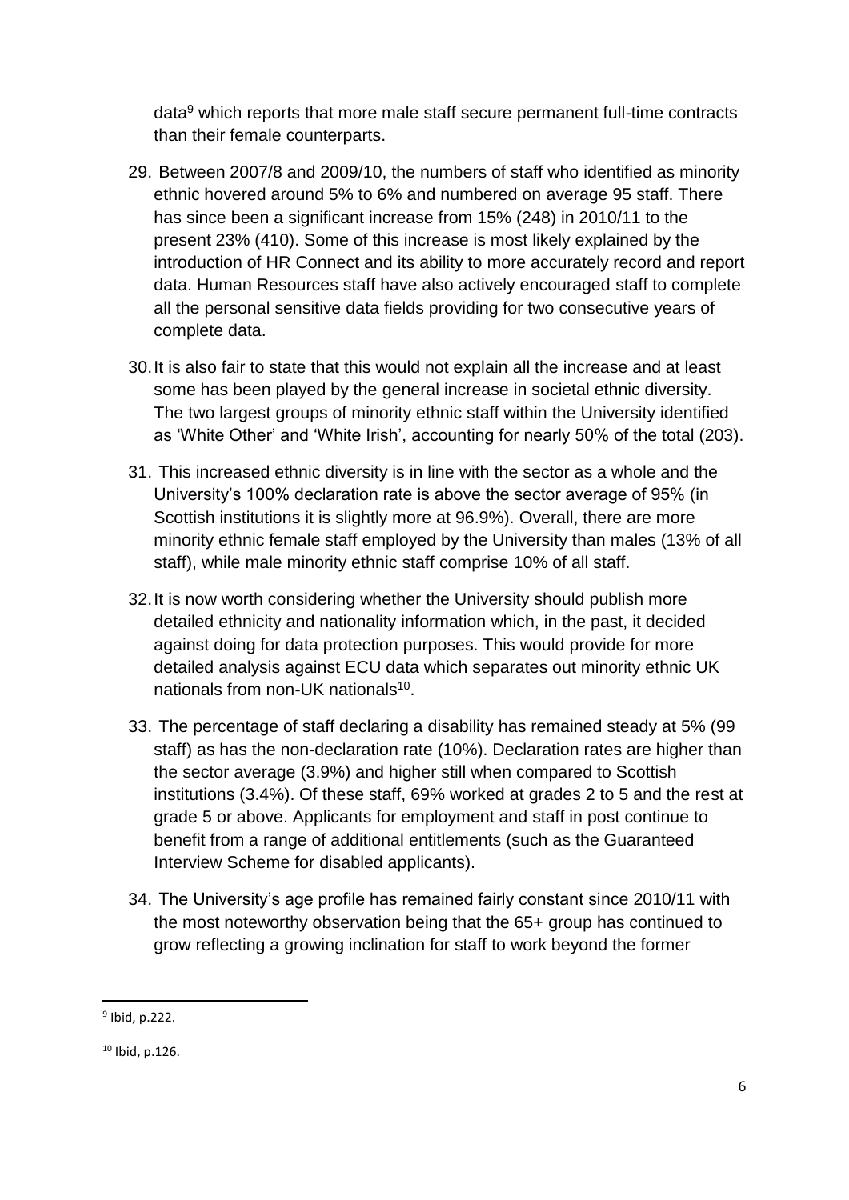data[9] which reports that more male staff secure permanent full-time contracts than their female counterparts.

29. Between 2007/8 and 2009/10, the numbers of staff who identified as minority ethnic hovered around 5% to 6% and numbered on average 95 staff. There has since been a significant increase from 15% (248) in 2010/11 to the present 23% (410). Some of this increase is most likely explained by the introduction of HR Connect and its ability to more accurately record and report data. Human Resources staff have also actively encouraged staff to complete all the personal sensitive data fields providing for two consecutive years of complete data.

30. It is also fair to state that this would not explain all the increase and at least some has been played by the general increase in societal ethnic diversity. The two largest groups of minority ethnic staff within the University identified as 'White Other' and 'White Irish', accounting for nearly 50% of the total (203).

31. This increased ethnic diversity is in line with the sector as a whole and the University's 100% declaration rate is above the sector average of 95% (in Scottish institutions it is slightly more at 96.9%). Overall, there are more minority ethnic female staff employed by the University than males (13% of all staff), while male minority ethnic staff comprise 10% of all staff.

32. It is now worth considering whether the University should publish more detailed ethnicity and nationality information which, in the past, it decided against doing for data protection purposes. This would provide for more detailed analysis against ECU data which separates out minority ethnic UK nationals from non-UK nationals[10].

33. The percentage of staff declaring a disability has remained steady at 5% (99 staff) as has the non-declaration rate (10%). Declaration rates are higher than the sector average (3.9%) and higher still when compared to Scottish institutions (3.4%). Of these staff, 69% worked at grades 2 to 5 and the rest at grade 5 or above. Applicants for employment and staff in post continue to benefit from a range of additional entitlements (such as the Guaranteed Interview Scheme for disabled applicants).

34. The University's age profile has remained fairly constant since 2010/11 with the most noteworthy observation being that the 65+ group has continued to grow reflecting a growing inclination for staff to work beyond the former

---

[9] Ibid, p.222.

[10] Ibid, p.126.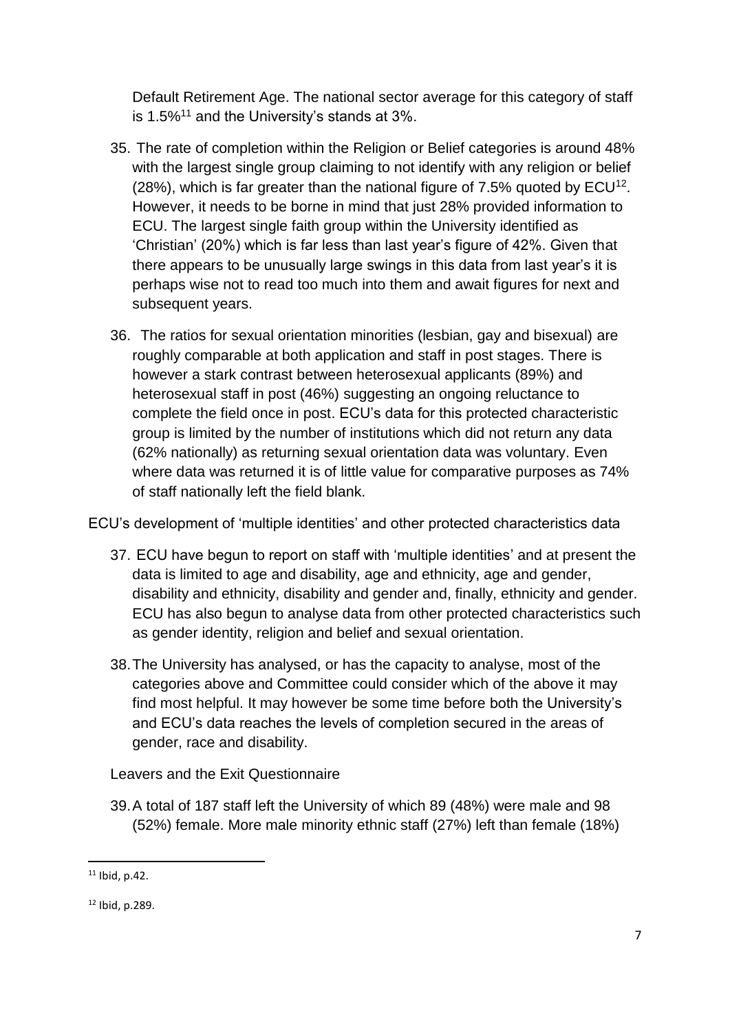Default Retirement Age. The national sector average for this category of staff is 1.5%[11] and the University's stands at 3%.

35. The rate of completion within the Religion or Belief categories is around 48% with the largest single group claiming to not identify with any religion or belief (28%), which is far greater than the national figure of 7.5% quoted by ECU[12]. However, it needs to be borne in mind that just 28% provided information to ECU. The largest single faith group within the University identified as 'Christian' (20%) which is far less than last year's figure of 42%. Given that there appears to be unusually large swings in this data from last year's it is perhaps wise not to read too much into them and await figures for next and subsequent years.

36. The ratios for sexual orientation minorities (lesbian, gay and bisexual) are roughly comparable at both application and staff in post stages. There is however a stark contrast between heterosexual applicants (89%) and heterosexual staff in post (46%) suggesting an ongoing reluctance to complete the field once in post. ECU's data for this protected characteristic group is limited by the number of institutions which did not return any data (62% nationally) as returning sexual orientation data was voluntary. Even where data was returned it is of little value for comparative purposes as 74% of staff nationally left the field blank.

ECU's development of 'multiple identities' and other protected characteristics data

37. ECU have begun to report on staff with 'multiple identities' and at present the data is limited to age and disability, age and ethnicity, age and gender, disability and ethnicity, disability and gender and, finally, ethnicity and gender. ECU has also begun to analyse data from other protected characteristics such as gender identity, religion and belief and sexual orientation.

38. The University has analysed, or has the capacity to analyse, most of the categories above and Committee could consider which of the above it may find most helpful. It may however be some time before both the University's and ECU's data reaches the levels of completion secured in the areas of gender, race and disability.

Leavers and the Exit Questionnaire

39. A total of 187 staff left the University of which 89 (48%) were male and 98 (52%) female. More male minority ethnic staff (27%) left than female (18%)

---

[11] Ibid, p.42.

[12] Ibid, p.289.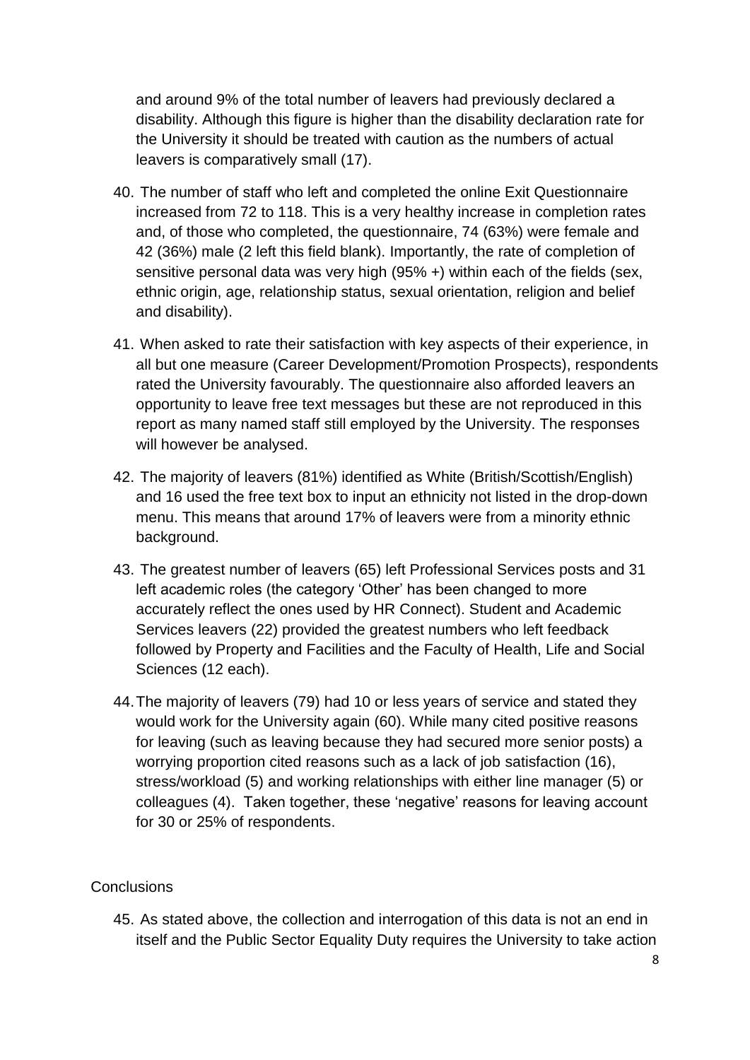and around 9% of the total number of leavers had previously declared a disability. Although this figure is higher than the disability declaration rate for the University it should be treated with caution as the numbers of actual leavers is comparatively small (17).

40. The number of staff who left and completed the online Exit Questionnaire increased from 72 to 118. This is a very healthy increase in completion rates and, of those who completed, the questionnaire, 74 (63%) were female and 42 (36%) male (2 left this field blank). Importantly, the rate of completion of sensitive personal data was very high (95% +) within each of the fields (sex, ethnic origin, age, relationship status, sexual orientation, religion and belief and disability).

41. When asked to rate their satisfaction with key aspects of their experience, in all but one measure (Career Development/Promotion Prospects), respondents rated the University favourably. The questionnaire also afforded leavers an opportunity to leave free text messages but these are not reproduced in this report as many named staff still employed by the University. The responses will however be analysed.

42. The majority of leavers (81%) identified as White (British/Scottish/English) and 16 used the free text box to input an ethnicity not listed in the drop-down menu. This means that around 17% of leavers were from a minority ethnic background.

43. The greatest number of leavers (65) left Professional Services posts and 31 left academic roles (the category 'Other' has been changed to more accurately reflect the ones used by HR Connect). Student and Academic Services leavers (22) provided the greatest numbers who left feedback followed by Property and Facilities and the Faculty of Health, Life and Social Sciences (12 each).

44. The majority of leavers (79) had 10 or less years of service and stated they would work for the University again (60). While many cited positive reasons for leaving (such as leaving because they had secured more senior posts) a worrying proportion cited reasons such as a lack of job satisfaction (16), stress/workload (5) and working relationships with either line manager (5) or colleagues (4). Taken together, these 'negative' reasons for leaving account for 30 or 25% of respondents.

## Conclusions

45. As stated above, the collection and interrogation of this data is not an end in itself and the Public Sector Equality Duty requires the University to take action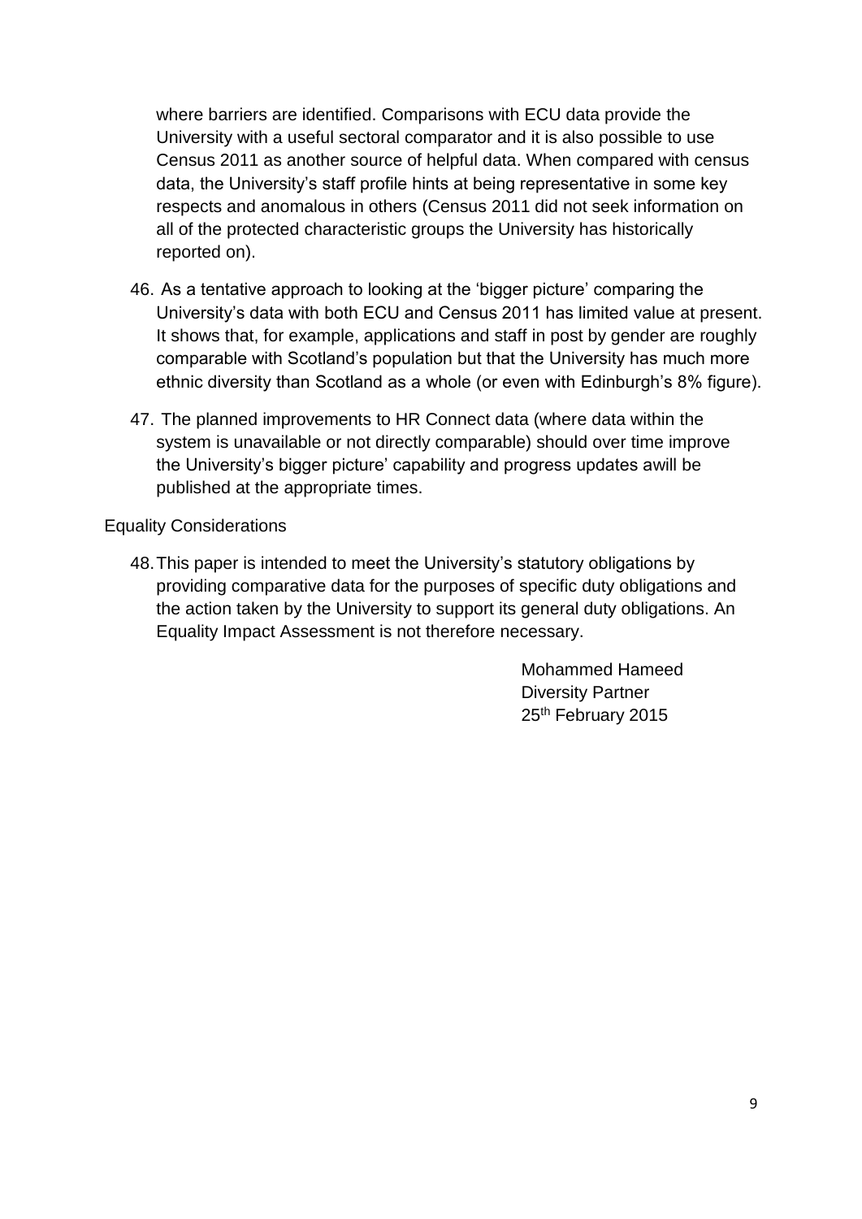where barriers are identified. Comparisons with ECU data provide the University with a useful sectoral comparator and it is also possible to use Census 2011 as another source of helpful data. When compared with census data, the University's staff profile hints at being representative in some key respects and anomalous in others (Census 2011 did not seek information on all of the protected characteristic groups the University has historically reported on).

46. As a tentative approach to looking at the 'bigger picture' comparing the University's data with both ECU and Census 2011 has limited value at present. It shows that, for example, applications and staff in post by gender are roughly comparable with Scotland's population but that the University has much more ethnic diversity than Scotland as a whole (or even with Edinburgh's 8% figure).

47. The planned improvements to HR Connect data (where data within the system is unavailable or not directly comparable) should over time improve the University's bigger picture' capability and progress updates awill be published at the appropriate times.

Equality Considerations

48. This paper is intended to meet the University's statutory obligations by providing comparative data for the purposes of specific duty obligations and the action taken by the University to support its general duty obligations. An Equality Impact Assessment is not therefore necessary.

Mohammed Hameed
Diversity Partner
25th February 2015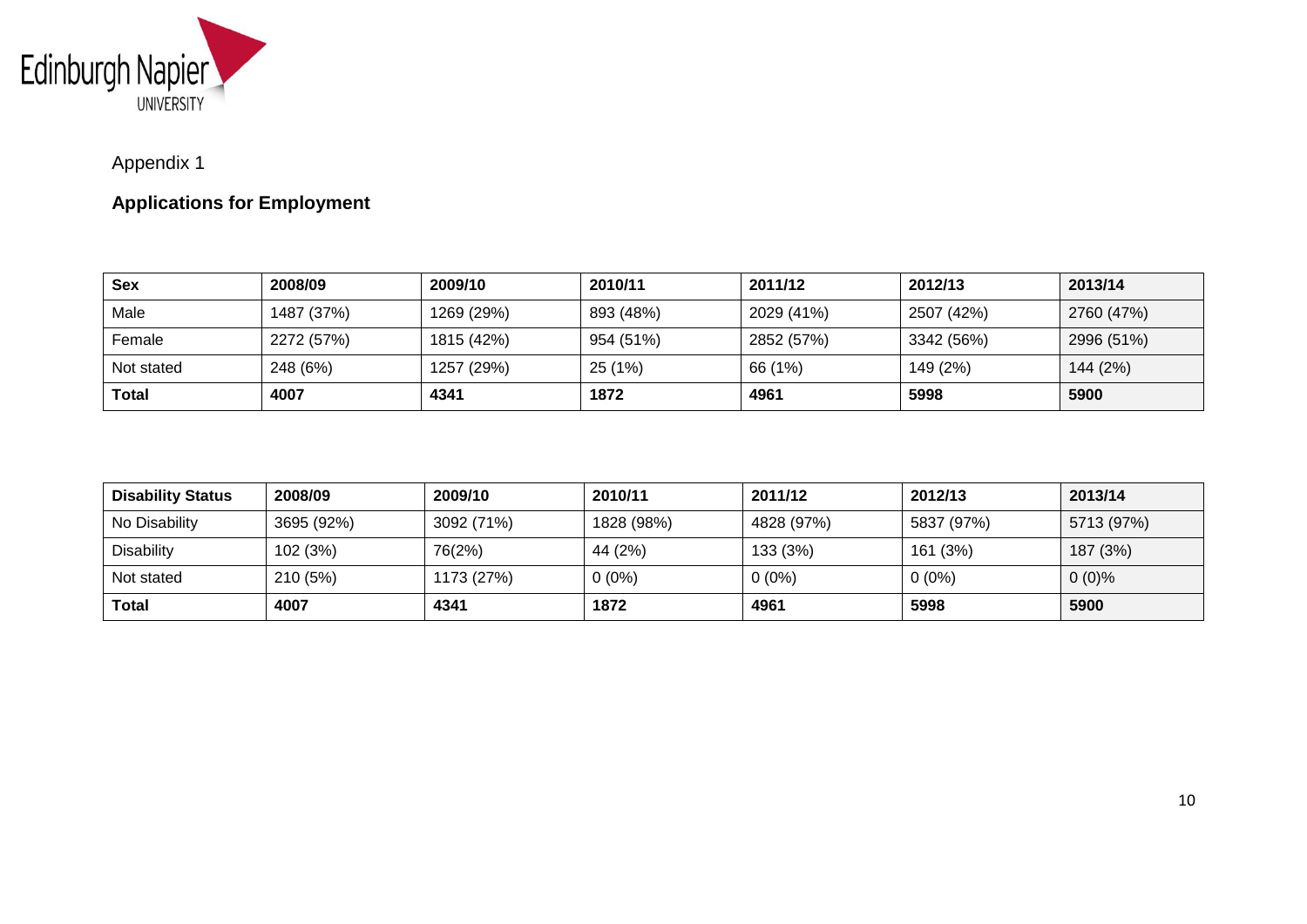Appendix 1

**Applications for Employment**

| **Sex** | **2008/09** | **2009/10** | **2010/11** | **2011/12** | **2012/13** | **2013/14** |
|---|---|---|---|---|---|---|
| Male | 1487 (37%) | 1269 (29%) | 893 (48%) | 2029 (41%) | 2507 (42%) | 2760 (47%) |
| Female | 2272 (57%) | 1815 (42%) | 954 (51%) | 2852 (57%) | 3342 (56%) | 2996 (51%) |
| Not stated | 248 (6%) | 1257 (29%) | 25 (1%) | 66 (1%) | 149 (2%) | 144 (2%) |
| **Total** | **4007** | **4341** | **1872** | **4961** | **5998** | **5900** |

| **Disability Status** | **2008/09** | **2009/10** | **2010/11** | **2011/12** | **2012/13** | **2013/14** |
|---|---|---|---|---|---|---|
| No Disability | 3695 (92%) | 3092 (71%) | 1828 (98%) | 4828 (97%) | 5837 (97%) | 5713 (97%) |
| Disability | 102 (3%) | 76(2%) | 44 (2%) | 133 (3%) | 161 (3%) | 187 (3%) |
| Not stated | 210 (5%) | 1173 (27%) | 0 (0%) | 0 (0%) | 0 (0%) | 0 (0)% |
| **Total** | **4007** | **4341** | **1872** | **4961** | **5998** | **5900** |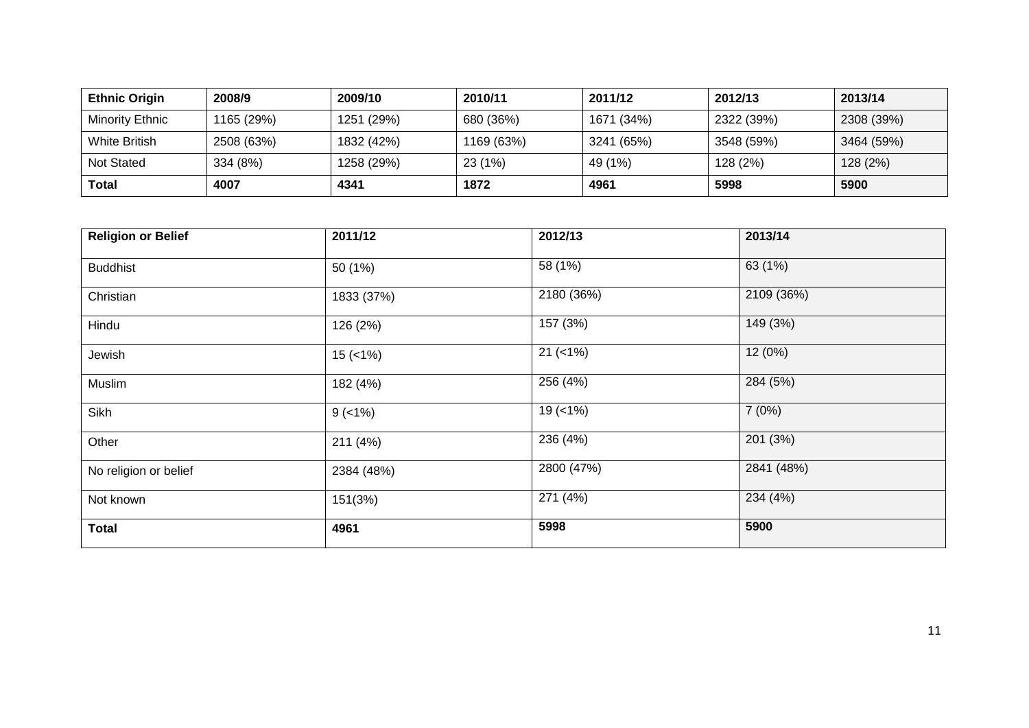| Ethnic Origin | 2008/9 | 2009/10 | 2010/11 | 2011/12 | 2012/13 | 2013/14 |
|---|---|---|---|---|---|---|
| Minority Ethnic | 1165 (29%) | 1251 (29%) | 680 (36%) | 1671 (34%) | 2322 (39%) | 2308 (39%) |
| White British | 2508 (63%) | 1832 (42%) | 1169 (63%) | 3241 (65%) | 3548 (59%) | 3464 (59%) |
| Not Stated | 334 (8%) | 1258 (29%) | 23 (1%) | 49 (1%) | 128 (2%) | 128 (2%) |
| **Total** | **4007** | **4341** | **1872** | **4961** | **5998** | **5900** |

| Religion or Belief | 2011/12 | 2012/13 | 2013/14 |
|---|---|---|---|
| Buddhist | 50 (1%) | 58 (1%) | 63 (1%) |
| Christian | 1833 (37%) | 2180 (36%) | 2109 (36%) |
| Hindu | 126 (2%) | 157 (3%) | 149 (3%) |
| Jewish | 15 (<1%) | 21 (<1%) | 12 (0%) |
| Muslim | 182 (4%) | 256 (4%) | 284 (5%) |
| Sikh | 9 (<1%) | 19 (<1%) | 7 (0%) |
| Other | 211 (4%) | 236 (4%) | 201 (3%) |
| No religion or belief | 2384 (48%) | 2800 (47%) | 2841 (48%) |
| Not known | 151(3%) | 271 (4%) | 234 (4%) |
| **Total** | **4961** | **5998** | **5900** |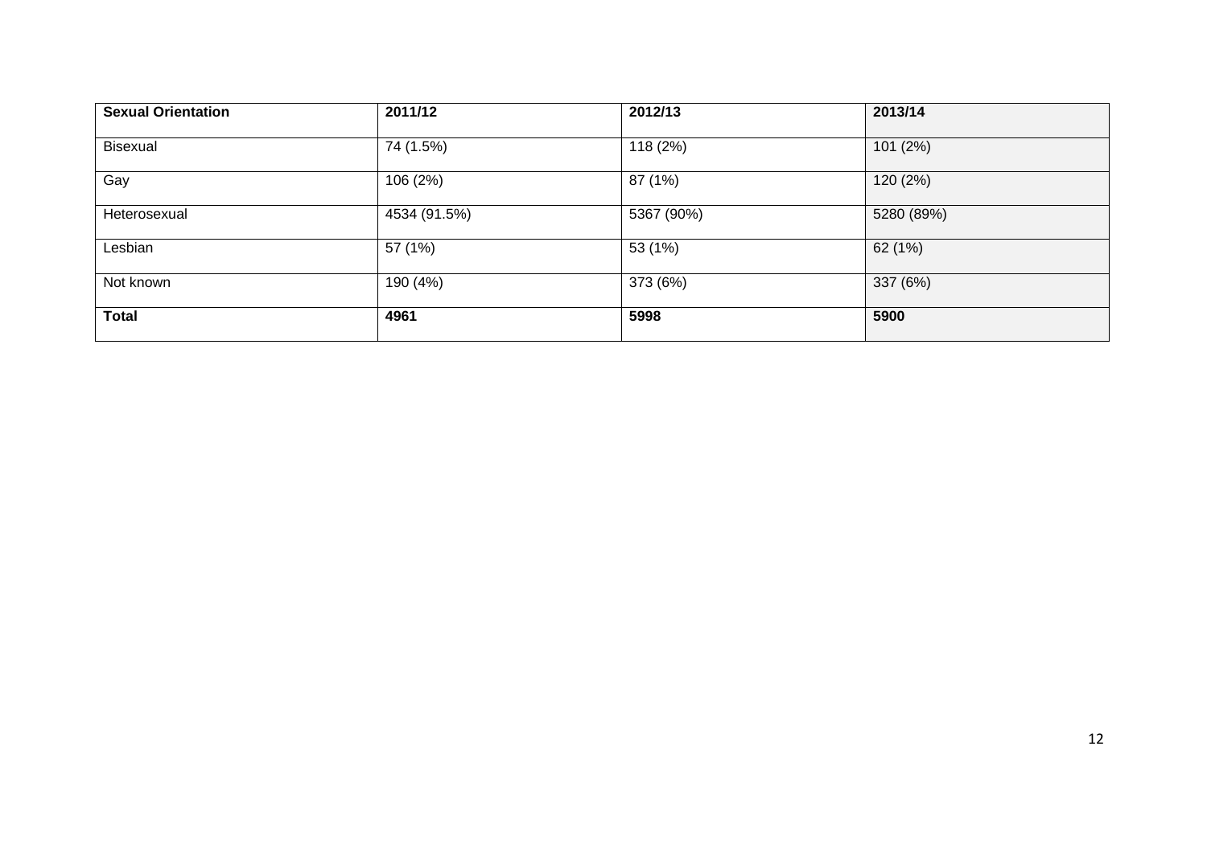| **Sexual Orientation** | **2011/12** | **2012/13** | **2013/14** |
| --- | --- | --- | --- |
| Bisexual | 74 (1.5%) | 118 (2%) | 101 (2%) |
| Gay | 106 (2%) | 87 (1%) | 120 (2%) |
| Heterosexual | 4534 (91.5%) | 5367 (90%) | 5280 (89%) |
| Lesbian | 57 (1%) | 53 (1%) | 62 (1%) |
| Not known | 190 (4%) | 373 (6%) | 337 (6%) |
| **Total** | **4961** | **5998** | **5900** |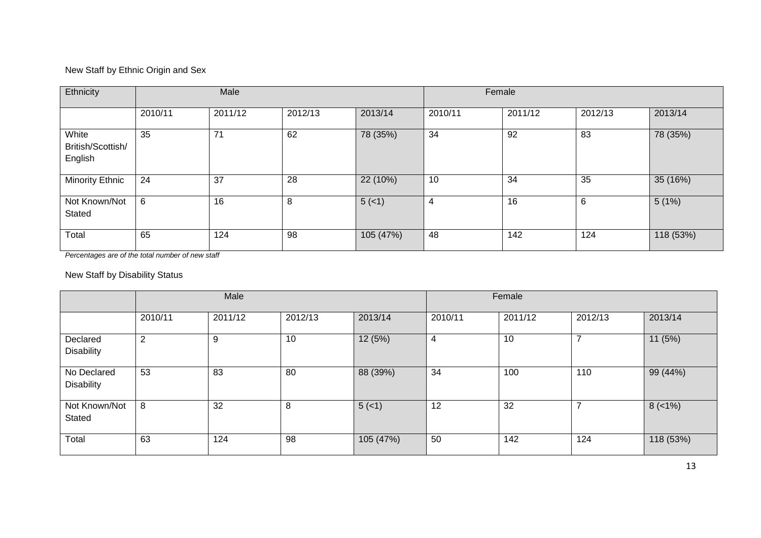New Staff by Ethnic Origin and Sex

| Ethnicity | Male | | | | Female | | | |
|---|---|---|---|---|---|---|---|---|
| | 2010/11 | 2011/12 | 2012/13 | 2013/14 | 2010/11 | 2011/12 | 2012/13 | 2013/14 |
| White British/Scottish/ English | 35 | 71 | 62 | 78 (35%) | 34 | 92 | 83 | 78 (35%) |
| Minority Ethnic | 24 | 37 | 28 | 22 (10%) | 10 | 34 | 35 | 35 (16%) |
| Not Known/Not Stated | 6 | 16 | 8 | 5 (<1) | 4 | 16 | 6 | 5 (1%) |
| Total | 65 | 124 | 98 | 105 (47%) | 48 | 142 | 124 | 118 (53%) |

*Percentages are of the total number of new staff*

New Staff by Disability Status

| | Male | | | | Female | | | |
|---|---|---|---|---|---|---|---|---|
| | 2010/11 | 2011/12 | 2012/13 | 2013/14 | 2010/11 | 2011/12 | 2012/13 | 2013/14 |
| Declared Disability | 2 | 9 | 10 | 12 (5%) | 4 | 10 | 7 | 11 (5%) |
| No Declared Disability | 53 | 83 | 80 | 88 (39%) | 34 | 100 | 110 | 99 (44%) |
| Not Known/Not Stated | 8 | 32 | 8 | 5 (<1) | 12 | 32 | 7 | 8 (<1%) |
| Total | 63 | 124 | 98 | 105 (47%) | 50 | 142 | 124 | 118 (53%) |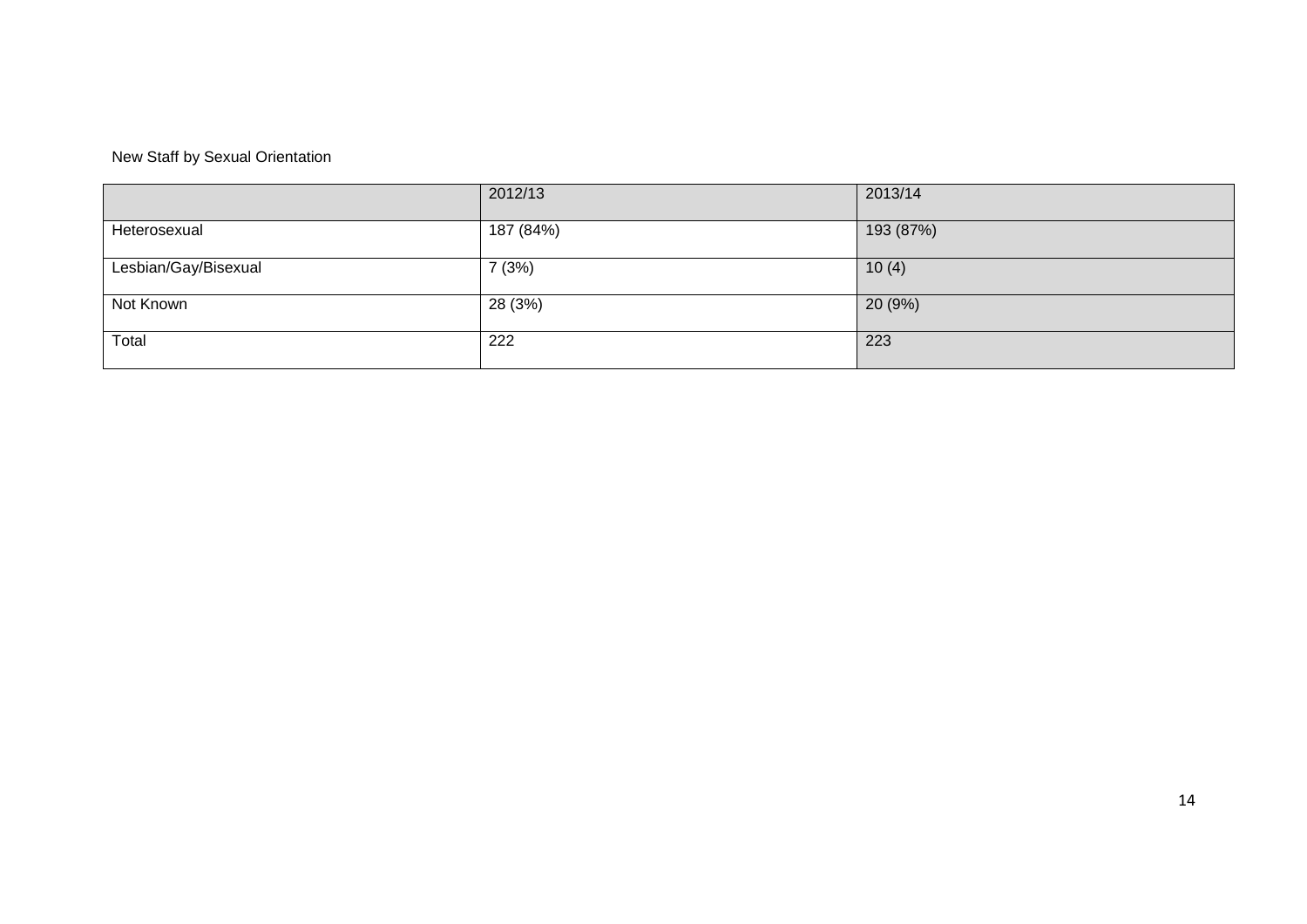New Staff by Sexual Orientation

| | 2012/13 | 2013/14 |
|---|---|---|
| Heterosexual | 187 (84%) | 193 (87%) |
| Lesbian/Gay/Bisexual | 7 (3%) | 10 (4) |
| Not Known | 28 (3%) | 20 (9%) |
| Total | 222 | 223 |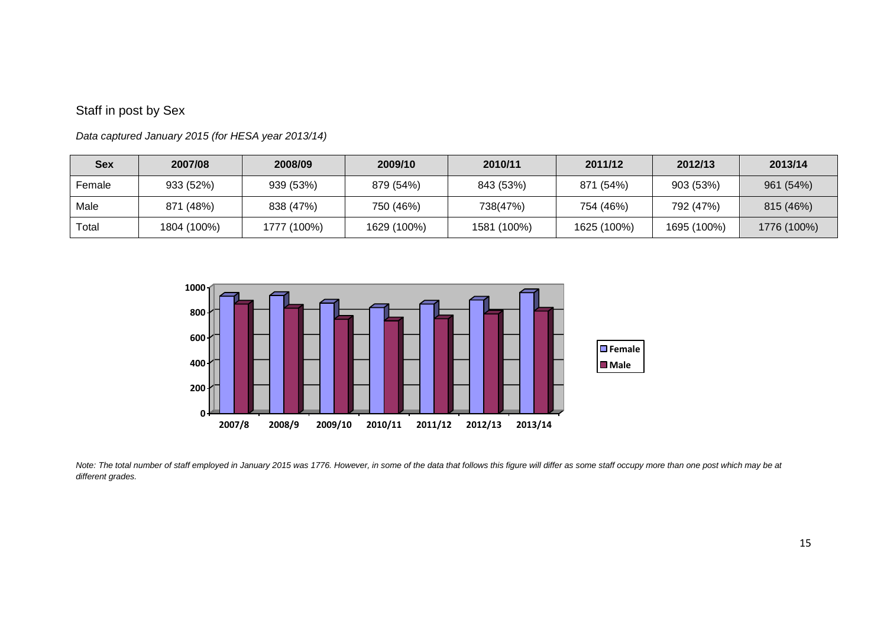## Staff in post by Sex

*Data captured January 2015 (for HESA year 2013/14)*

| Sex | 2007/08 | 2008/09 | 2009/10 | 2010/11 | 2011/12 | 2012/13 | 2013/14 |
|---|---|---|---|---|---|---|---|
| Female | 933 (52%) | 939 (53%) | 879 (54%) | 843 (53%) | 871 (54%) | 903 (53%) | 961 (54%) |
| Male | 871 (48%) | 838 (47%) | 750 (46%) | 738(47%) | 754 (46%) | 792 (47%) | 815 (46%) |
| Total | 1804 (100%) | 1777 (100%) | 1629 (100%) | 1581 (100%) | 1625 (100%) | 1695 (100%) | 1776 (100%) |

*Note: The total number of staff employed in January 2015 was 1776. However, in some of the data that follows this figure will differ as some staff occupy more than one post which may be at different grades.*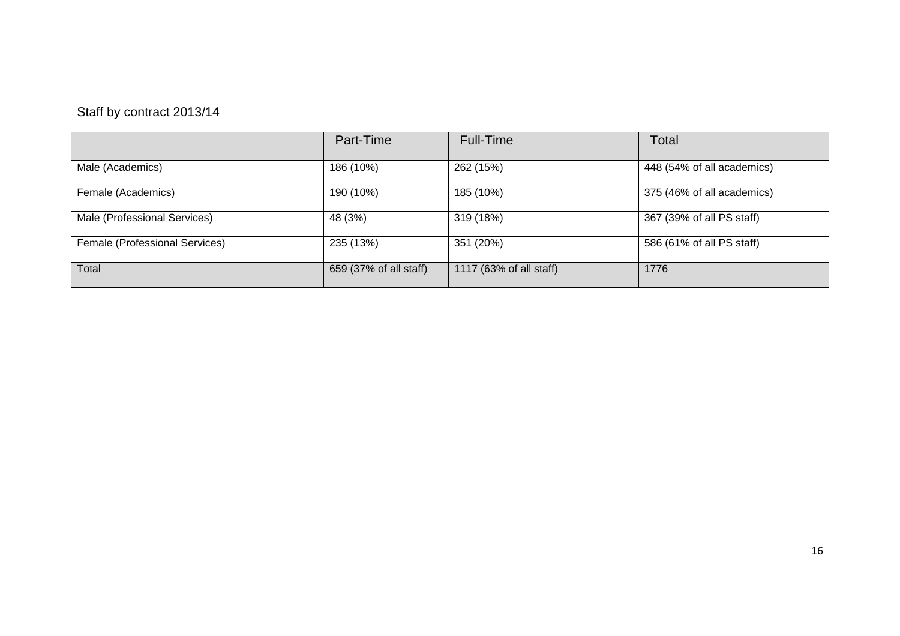Staff by contract 2013/14

| | Part-Time | Full-Time | Total |
|---|---|---|---|
| Male (Academics) | 186 (10%) | 262 (15%) | 448 (54% of all academics) |
| Female (Academics) | 190 (10%) | 185 (10%) | 375 (46% of all academics) |
| Male (Professional Services) | 48 (3%) | 319 (18%) | 367 (39% of all PS staff) |
| Female (Professional Services) | 235 (13%) | 351 (20%) | 586 (61% of all PS staff) |
| Total | 659 (37% of all staff) | 1117 (63% of all staff) | 1776 |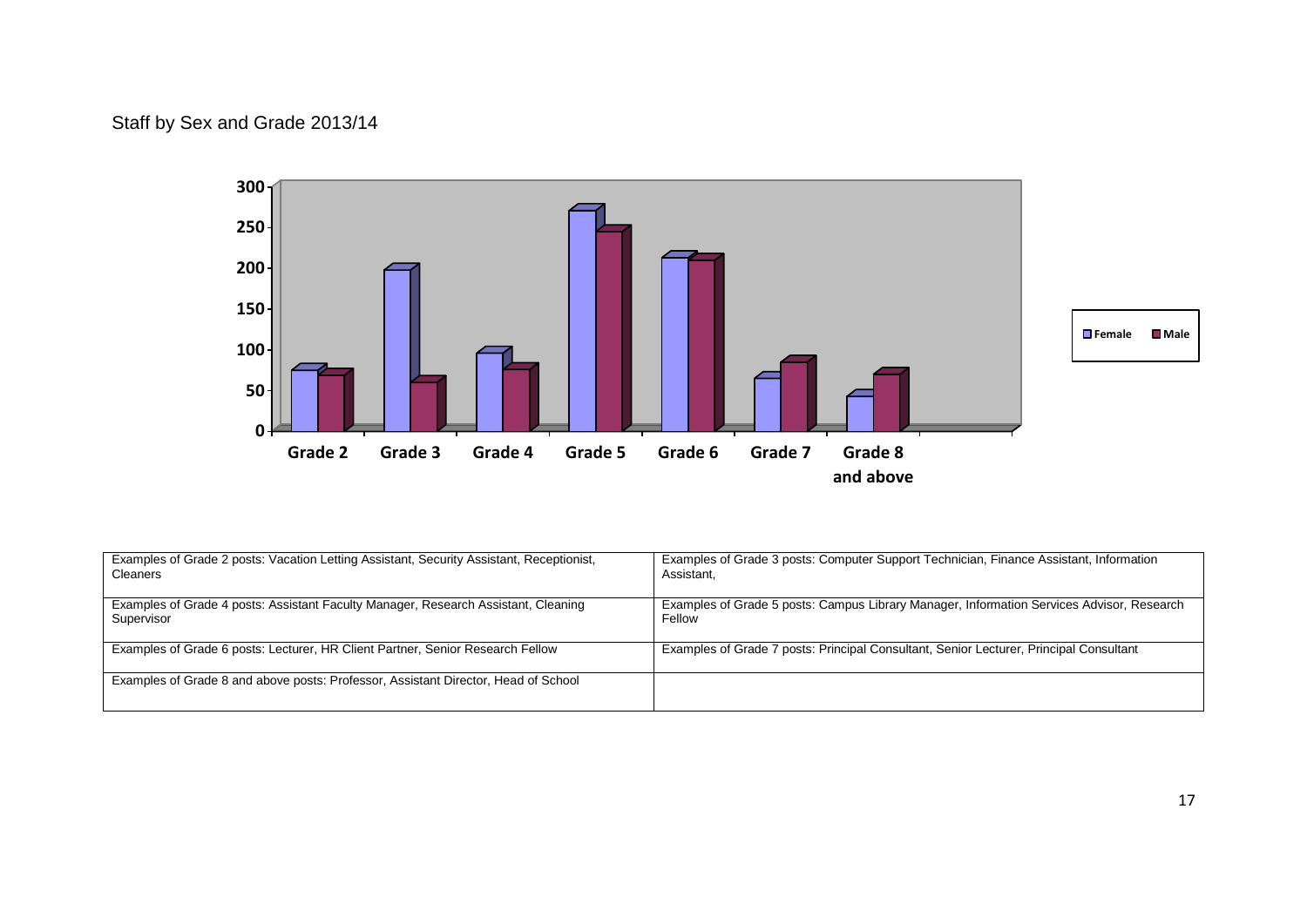Staff by Sex and Grade 2013/14

| Examples of Grade 2 posts: Vacation Letting Assistant, Security Assistant, Receptionist, Cleaners | Examples of Grade 3 posts: Computer Support Technician, Finance Assistant, Information Assistant, |
|---|---|
| Examples of Grade 4 posts: Assistant Faculty Manager, Research Assistant, Cleaning Supervisor | Examples of Grade 5 posts: Campus Library Manager, Information Services Advisor, Research Fellow |
| Examples of Grade 6 posts: Lecturer, HR Client Partner, Senior Research Fellow | Examples of Grade 7 posts: Principal Consultant, Senior Lecturer, Principal Consultant |
| Examples of Grade 8 and above posts: Professor, Assistant Director, Head of School | |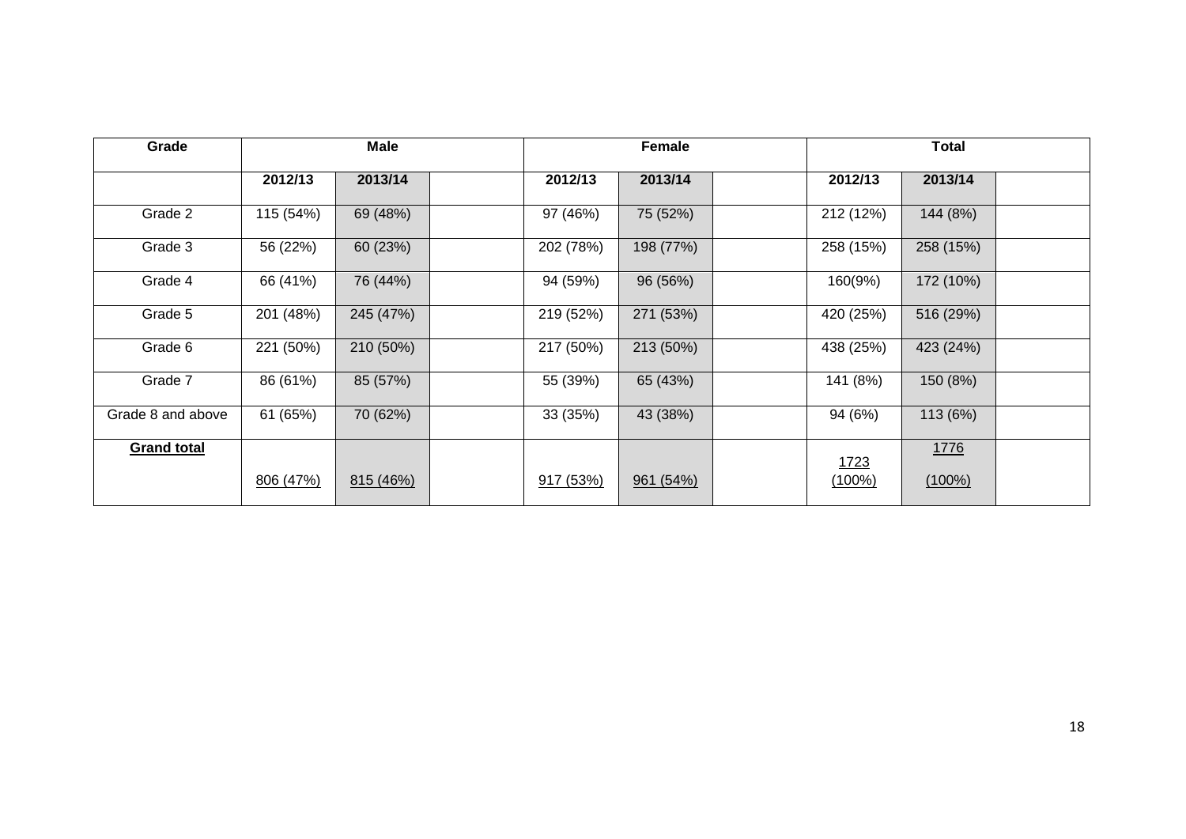| Grade | Male | | | Female | | | Total | | |
|---|---|---|---|---|---|---|---|---|---|
| | **2012/13** | **2013/14** | | **2012/13** | **2013/14** | | **2012/13** | **2013/14** | |
| Grade 2 | 115 (54%) | 69 (48%) | | 97 (46%) | 75 (52%) | | 212 (12%) | 144 (8%) | |
| Grade 3 | 56 (22%) | 60 (23%) | | 202 (78%) | 198 (77%) | | 258 (15%) | 258 (15%) | |
| Grade 4 | 66 (41%) | 76 (44%) | | 94 (59%) | 96 (56%) | | 160(9%) | 172 (10%) | |
| Grade 5 | 201 (48%) | 245 (47%) | | 219 (52%) | 271 (53%) | | 420 (25%) | 516 (29%) | |
| Grade 6 | 221 (50%) | 210 (50%) | | 217 (50%) | 213 (50%) | | 438 (25%) | 423 (24%) | |
| Grade 7 | 86 (61%) | 85 (57%) | | 55 (39%) | 65 (43%) | | 141 (8%) | 150 (8%) | |
| Grade 8 and above | 61 (65%) | 70 (62%) | | 33 (35%) | 43 (38%) | | 94 (6%) | 113 (6%) | |
| **Grand total** | 806 (47%) | 815 (46%) | | 917 (53%) | 961 (54%) | | 1723 (100%) | 1776 (100%) | |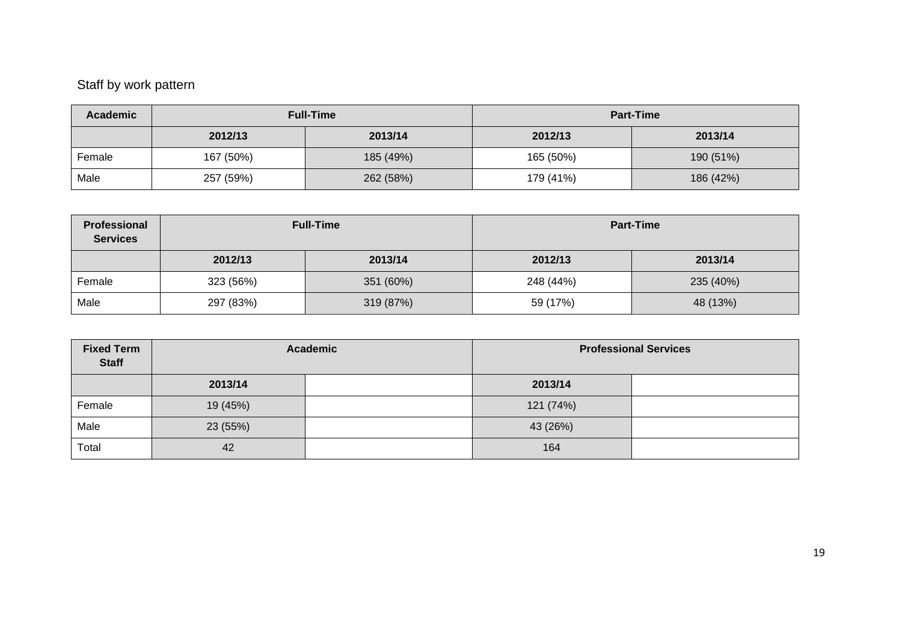Staff by work pattern

| Academic | Full-Time | | Part-Time | |
|---|---|---|---|---|
| | 2012/13 | 2013/14 | 2012/13 | 2013/14 |
| Female | 167 (50%) | 185 (49%) | 165 (50%) | 190 (51%) |
| Male | 257 (59%) | 262 (58%) | 179 (41%) | 186 (42%) |

| Professional Services | Full-Time | | Part-Time | |
|---|---|---|---|---|
| | 2012/13 | 2013/14 | 2012/13 | 2013/14 |
| Female | 323 (56%) | 351 (60%) | 248 (44%) | 235 (40%) |
| Male | 297 (83%) | 319 (87%) | 59 (17%) | 48 (13%) |

| Fixed Term Staff | Academic | | Professional Services | |
|---|---|---|---|---|
| | 2013/14 | | 2013/14 | |
| Female | 19 (45%) | | 121 (74%) | |
| Male | 23 (55%) | | 43 (26%) | |
| Total | 42 | | 164 | |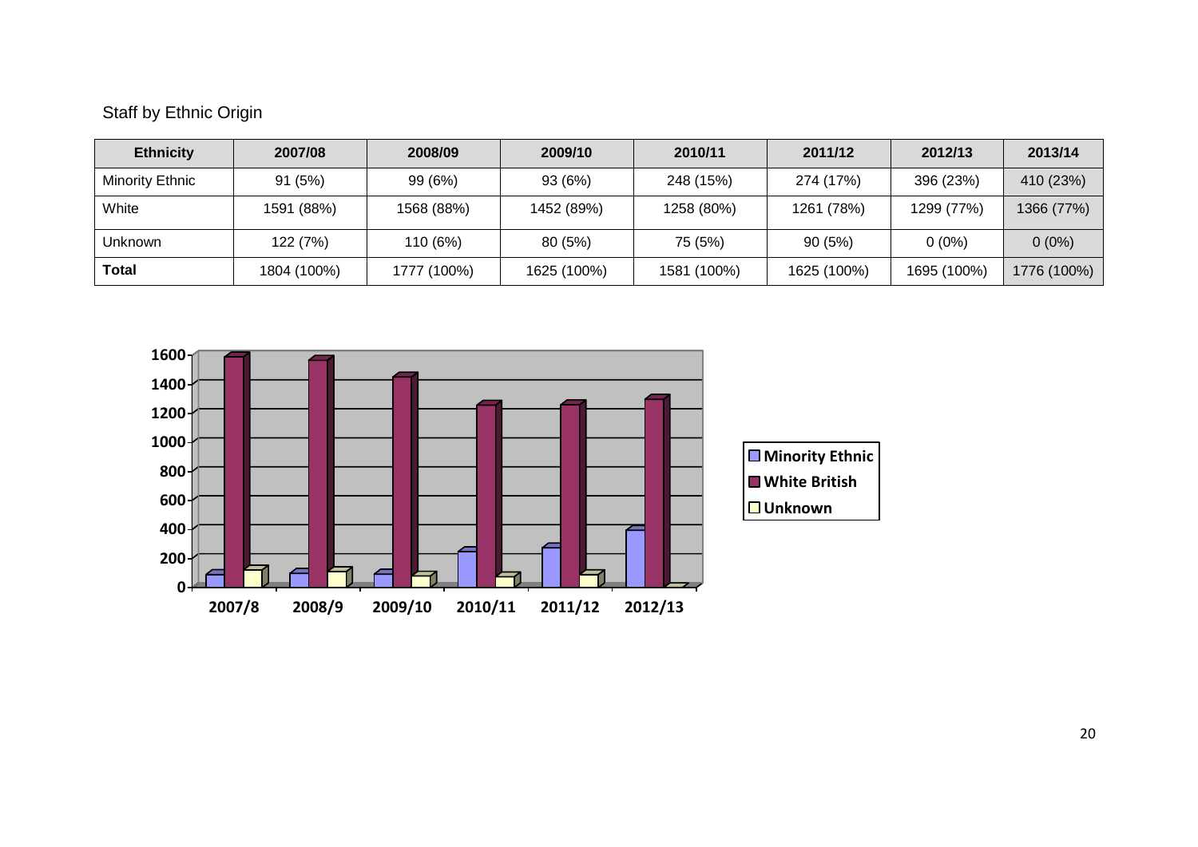Staff by Ethnic Origin

| Ethnicity | 2007/08 | 2008/09 | 2009/10 | 2010/11 | 2011/12 | 2012/13 | 2013/14 |
|---|---|---|---|---|---|---|---|
| Minority Ethnic | 91 (5%) | 99 (6%) | 93 (6%) | 248 (15%) | 274 (17%) | 396 (23%) | 410 (23%) |
| White | 1591 (88%) | 1568 (88%) | 1452 (89%) | 1258 (80%) | 1261 (78%) | 1299 (77%) | 1366 (77%) |
| Unknown | 122 (7%) | 110 (6%) | 80 (5%) | 75 (5%) | 90 (5%) | 0 (0%) | 0 (0%) |
| **Total** | 1804 (100%) | 1777 (100%) | 1625 (100%) | 1581 (100%) | 1625 (100%) | 1695 (100%) | 1776 (100%) |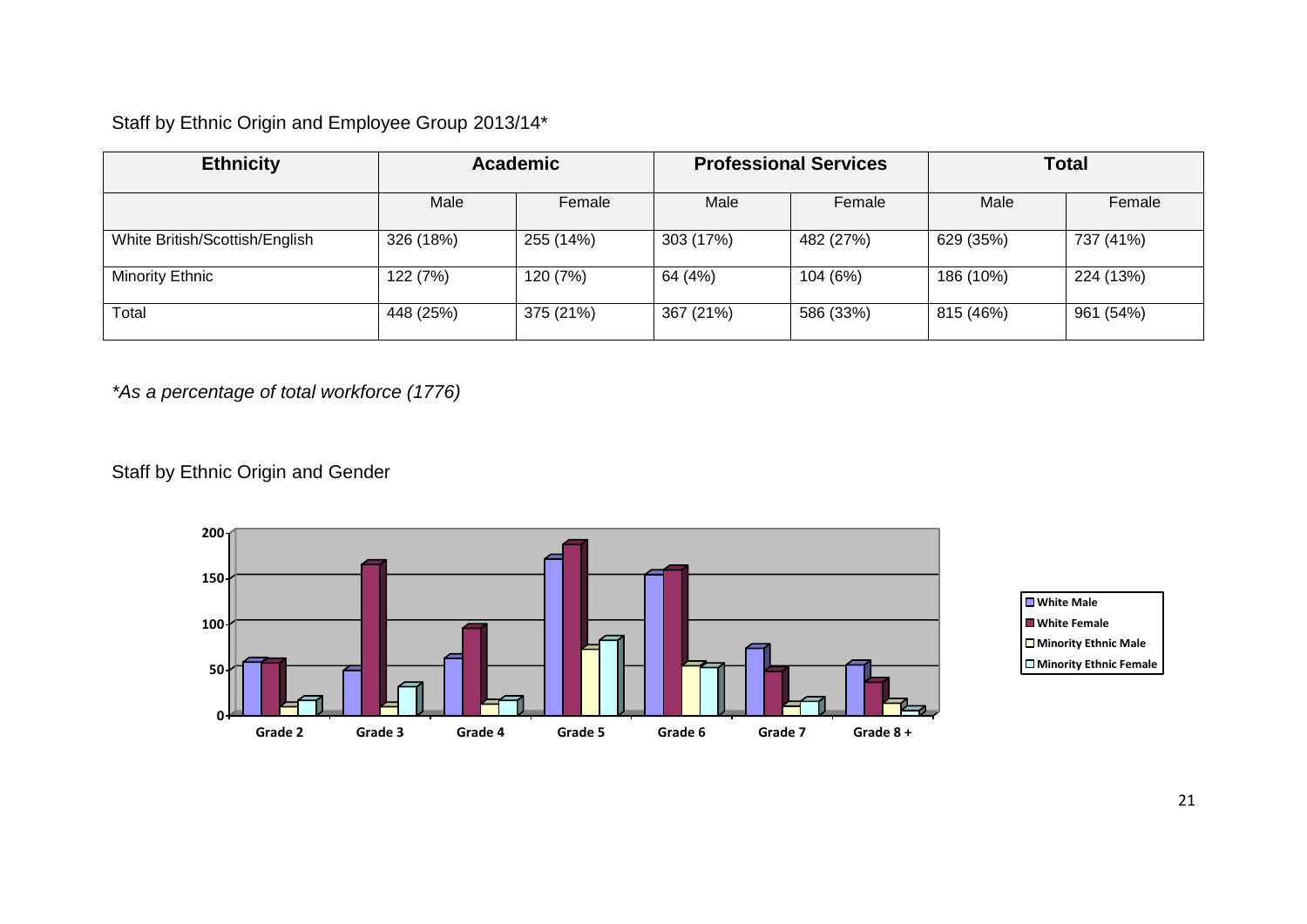Staff by Ethnic Origin and Employee Group 2013/14*

| Ethnicity | Academic | | Professional Services | | Total | |
|---|---|---|---|---|---|---|
| | Male | Female | Male | Female | Male | Female |
| White British/Scottish/English | 326 (18%) | 255 (14%) | 303 (17%) | 482 (27%) | 629 (35%) | 737 (41%) |
| Minority Ethnic | 122 (7%) | 120 (7%) | 64 (4%) | 104 (6%) | 186 (10%) | 224 (13%) |
| Total | 448 (25%) | 375 (21%) | 367 (21%) | 586 (33%) | 815 (46%) | 961 (54%) |

*\*As a percentage of total workforce (1776)*

Staff by Ethnic Origin and Gender

| | White Male | White Female | Minority Ethnic Male | Minority Ethnic Female |
|---|---|---|---|---|
| Grade 2 | ~58 | ~57 | ~10 | ~17 |
| Grade 3 | ~49 | ~165 | ~10 | ~32 |
| Grade 4 | ~63 | ~95 | ~13 | ~17 |
| Grade 5 | ~172 | ~187 | ~73 | ~83 |
| Grade 6 | ~155 | ~159 | ~55 | ~53 |
| Grade 7 | ~74 | ~49 | ~11 | ~16 |
| Grade 8 + | ~56 | ~37 | ~14 | ~6 |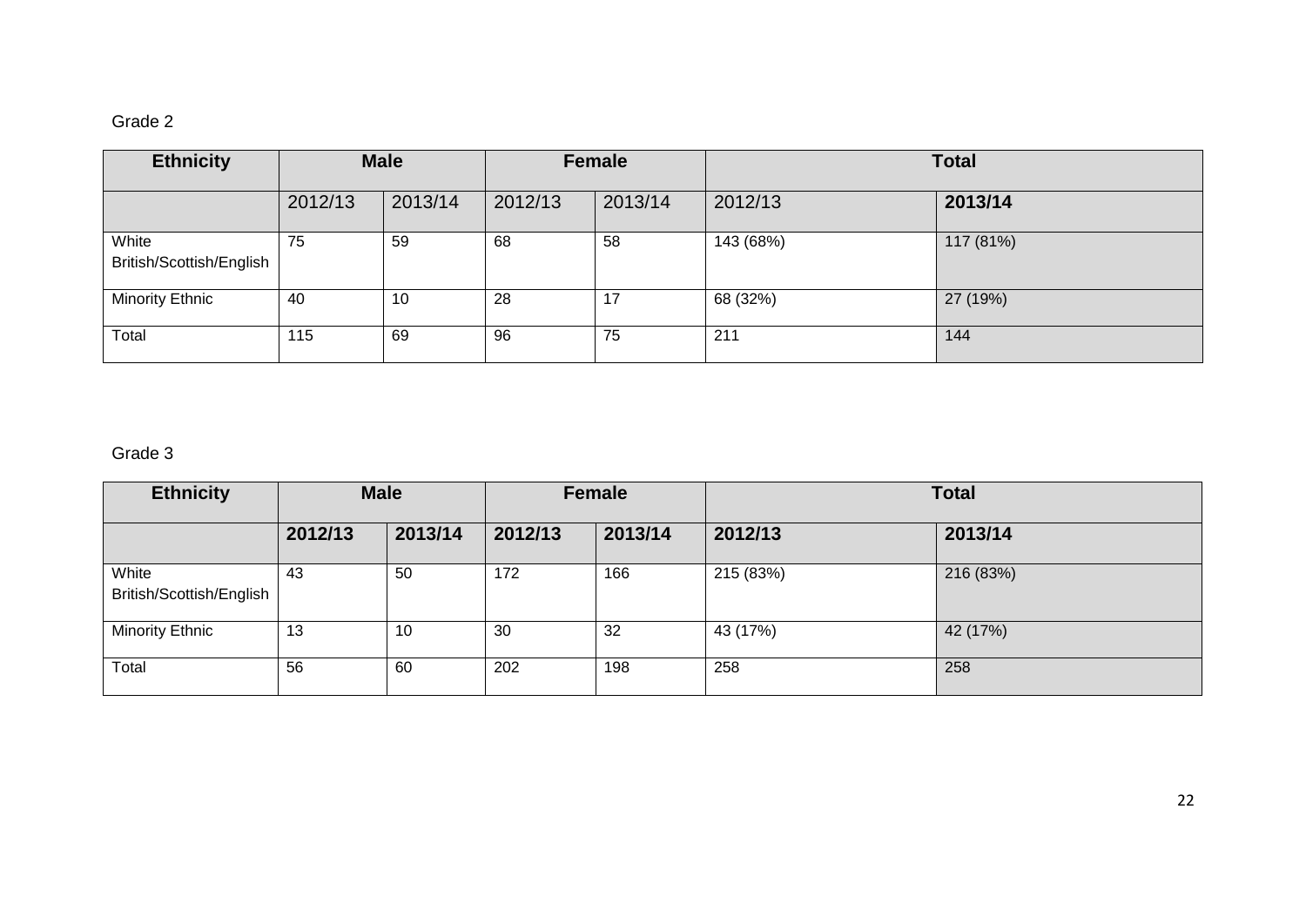Grade 2

| Ethnicity | Male | | Female | | Total | |
|---|---|---|---|---|---|---|
| | 2012/13 | 2013/14 | 2012/13 | 2013/14 | 2012/13 | **2013/14** |
| White British/Scottish/English | 75 | 59 | 68 | 58 | 143 (68%) | 117 (81%) |
| Minority Ethnic | 40 | 10 | 28 | 17 | 68 (32%) | 27 (19%) |
| Total | 115 | 69 | 96 | 75 | 211 | 144 |

Grade 3

| Ethnicity | Male | | Female | | Total | |
|---|---|---|---|---|---|---|
| | **2012/13** | **2013/14** | **2012/13** | **2013/14** | **2012/13** | **2013/14** |
| White British/Scottish/English | 43 | 50 | 172 | 166 | 215 (83%) | 216 (83%) |
| Minority Ethnic | 13 | 10 | 30 | 32 | 43 (17%) | 42 (17%) |
| Total | 56 | 60 | 202 | 198 | 258 | 258 |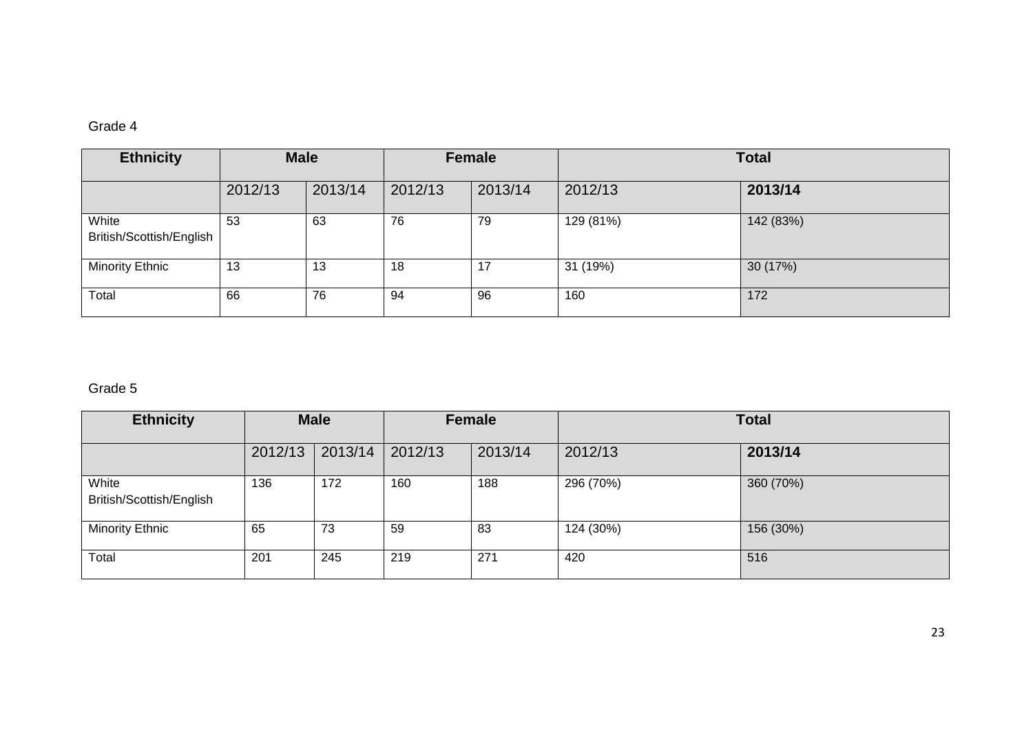Grade 4

| Ethnicity | Male | | Female | | Total | |
|---|---|---|---|---|---|---|
| | 2012/13 | 2013/14 | 2012/13 | 2013/14 | 2012/13 | **2013/14** |
| White British/Scottish/English | 53 | 63 | 76 | 79 | 129 (81%) | 142 (83%) |
| Minority Ethnic | 13 | 13 | 18 | 17 | 31 (19%) | 30 (17%) |
| Total | 66 | 76 | 94 | 96 | 160 | 172 |

Grade 5

| Ethnicity | Male | | Female | | Total | |
|---|---|---|---|---|---|---|
| | 2012/13 | 2013/14 | 2012/13 | 2013/14 | 2012/13 | **2013/14** |
| White British/Scottish/English | 136 | 172 | 160 | 188 | 296 (70%) | 360 (70%) |
| Minority Ethnic | 65 | 73 | 59 | 83 | 124 (30%) | 156 (30%) |
| Total | 201 | 245 | 219 | 271 | 420 | 516 |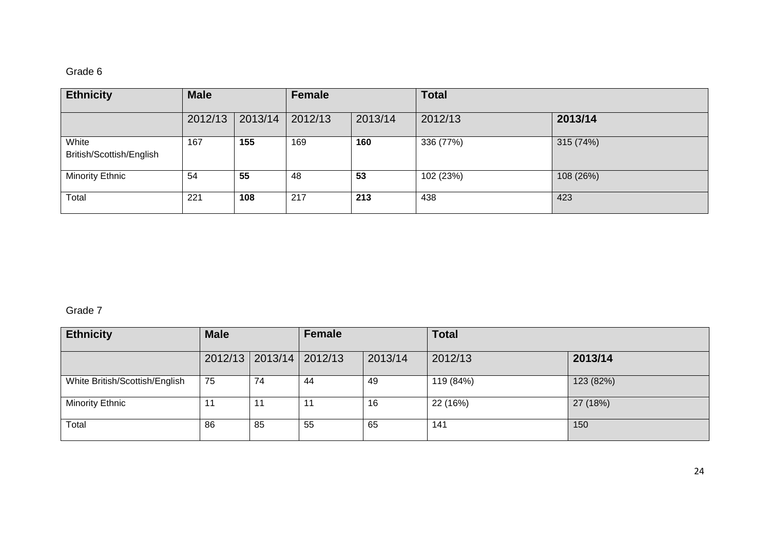Grade 6

| Ethnicity | Male | | Female | | Total | |
|---|---|---|---|---|---|---|
| | 2012/13 | 2013/14 | 2012/13 | 2013/14 | 2012/13 | **2013/14** |
| White British/Scottish/English | 167 | **155** | 169 | **160** | 336 (77%) | 315 (74%) |
| Minority Ethnic | 54 | **55** | 48 | **53** | 102 (23%) | 108 (26%) |
| Total | 221 | **108** | 217 | **213** | 438 | 423 |

Grade 7

| Ethnicity | Male | | Female | | Total | |
|---|---|---|---|---|---|---|
| | 2012/13 | 2013/14 | 2012/13 | 2013/14 | 2012/13 | **2013/14** |
| White British/Scottish/English | 75 | 74 | 44 | 49 | 119 (84%) | 123 (82%) |
| Minority Ethnic | 11 | 11 | 11 | 16 | 22 (16%) | 27 (18%) |
| Total | 86 | 85 | 55 | 65 | 141 | 150 |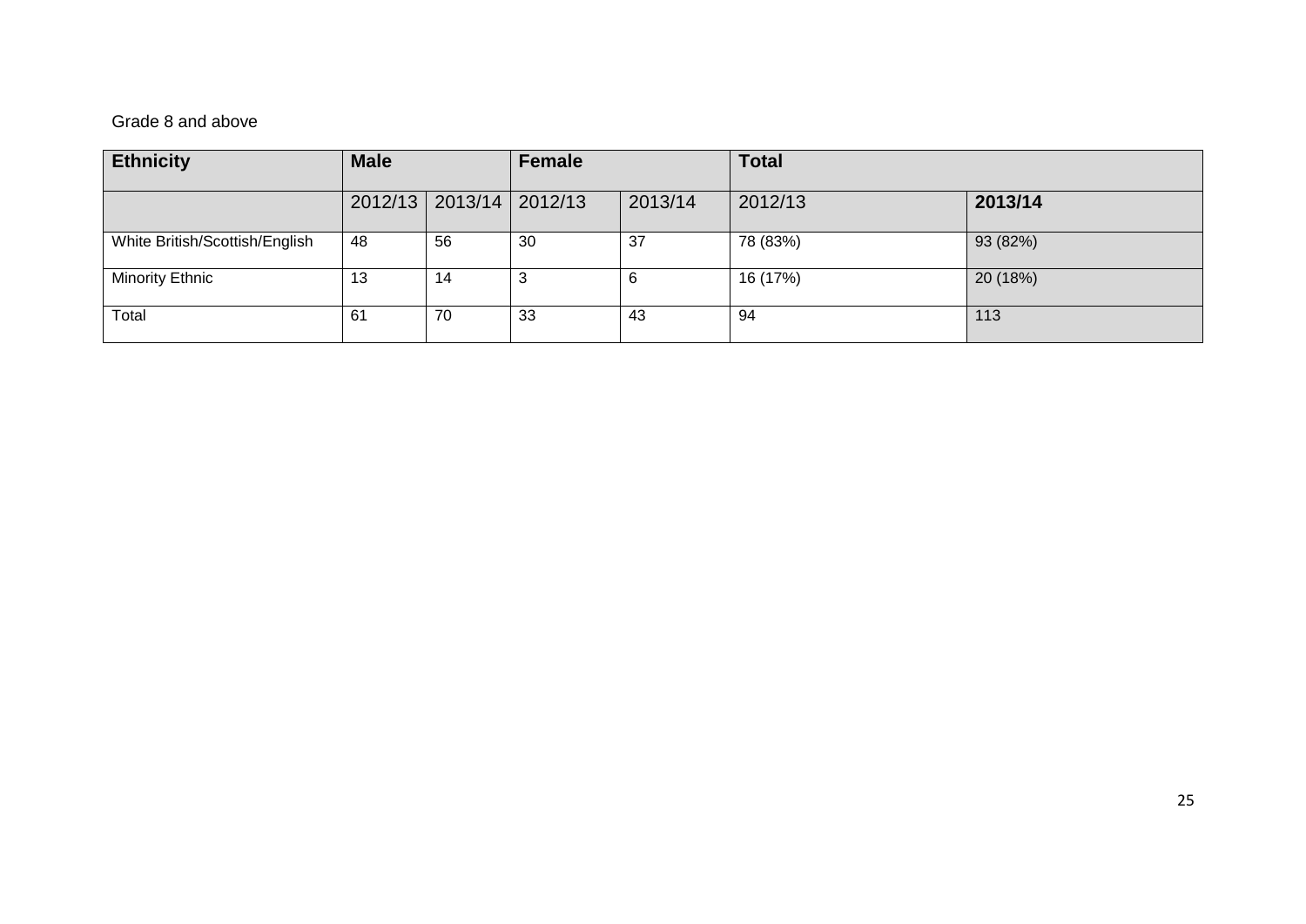Grade 8 and above

| Ethnicity | Male | | Female | | Total | |
|---|---|---|---|---|---|---|
| | 2012/13 | 2013/14 | 2012/13 | 2013/14 | 2012/13 | **2013/14** |
| White British/Scottish/English | 48 | 56 | 30 | 37 | 78 (83%) | 93 (82%) |
| Minority Ethnic | 13 | 14 | 3 | 6 | 16 (17%) | 20 (18%) |
| Total | 61 | 70 | 33 | 43 | 94 | 113 |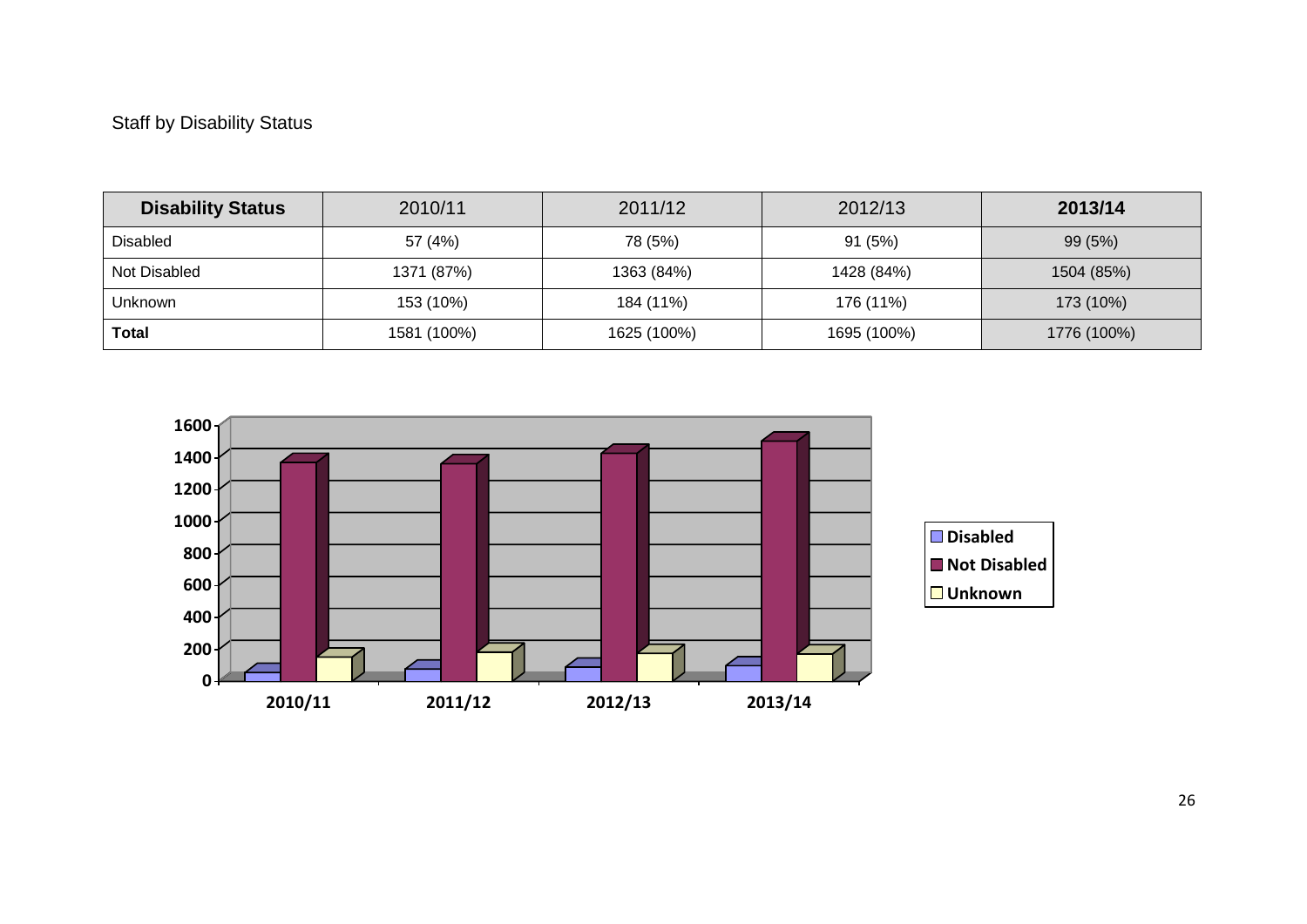Staff by Disability Status

| **Disability Status** | 2010/11 | 2011/12 | 2012/13 | **2013/14** |
|---|---|---|---|---|
| Disabled | 57 (4%) | 78 (5%) | 91 (5%) | 99 (5%) |
| Not Disabled | 1371 (87%) | 1363 (84%) | 1428 (84%) | 1504 (85%) |
| Unknown | 153 (10%) | 184 (11%) | 176 (11%) | 173 (10%) |
| **Total** | 1581 (100%) | 1625 (100%) | 1695 (100%) | 1776 (100%) |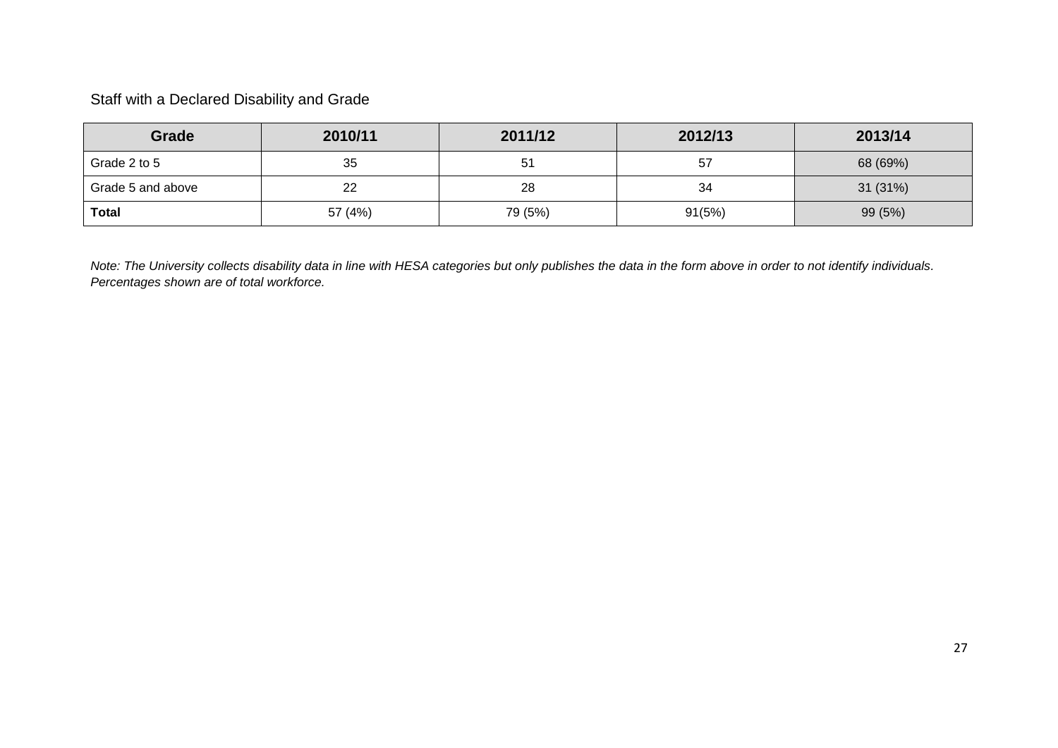Staff with a Declared Disability and Grade

| Grade | 2010/11 | 2011/12 | 2012/13 | 2013/14 |
|---|---|---|---|---|
| Grade 2 to 5 | 35 | 51 | 57 | 68 (69%) |
| Grade 5 and above | 22 | 28 | 34 | 31 (31%) |
| **Total** | 57 (4%) | 79 (5%) | 91(5%) | 99 (5%) |

*Note: The University collects disability data in line with HESA categories but only publishes the data in the form above in order to not identify individuals. Percentages shown are of total workforce.*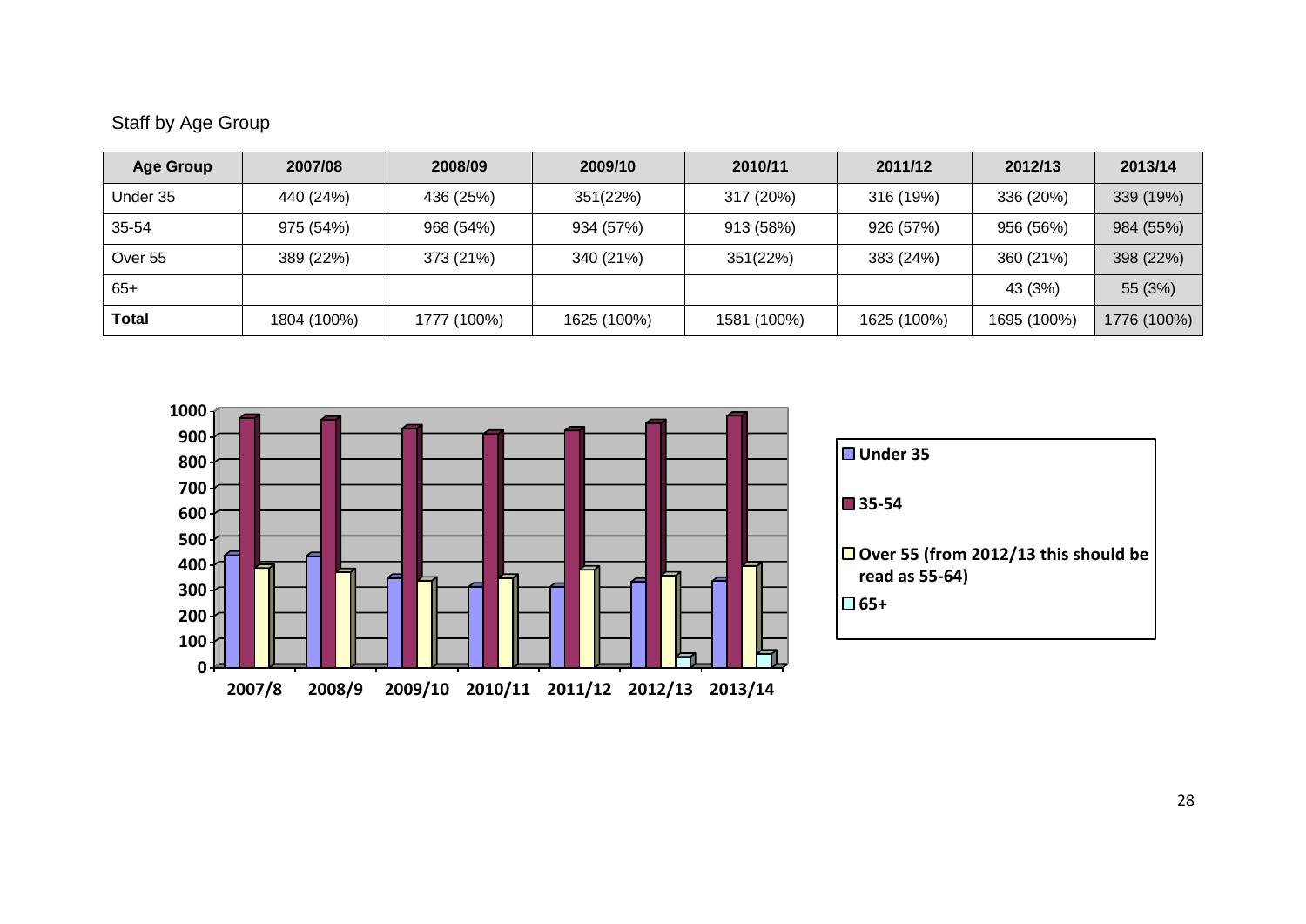Staff by Age Group

| Age Group | 2007/08 | 2008/09 | 2009/10 | 2010/11 | 2011/12 | 2012/13 | 2013/14 |
|---|---|---|---|---|---|---|---|
| Under 35 | 440 (24%) | 436 (25%) | 351(22%) | 317 (20%) | 316 (19%) | 336 (20%) | 339 (19%) |
| 35-54 | 975 (54%) | 968 (54%) | 934 (57%) | 913 (58%) | 926 (57%) | 956 (56%) | 984 (55%) |
| Over 55 | 389 (22%) | 373 (21%) | 340 (21%) | 351(22%) | 383 (24%) | 360 (21%) | 398 (22%) |
| 65+ | | | | | | 43 (3%) | 55 (3%) |
| **Total** | 1804 (100%) | 1777 (100%) | 1625 (100%) | 1581 (100%) | 1625 (100%) | 1695 (100%) | 1776 (100%) |

Legend: Under 35; 35-54; Over 55 (from 2012/13 this should be read as 55-64); 65+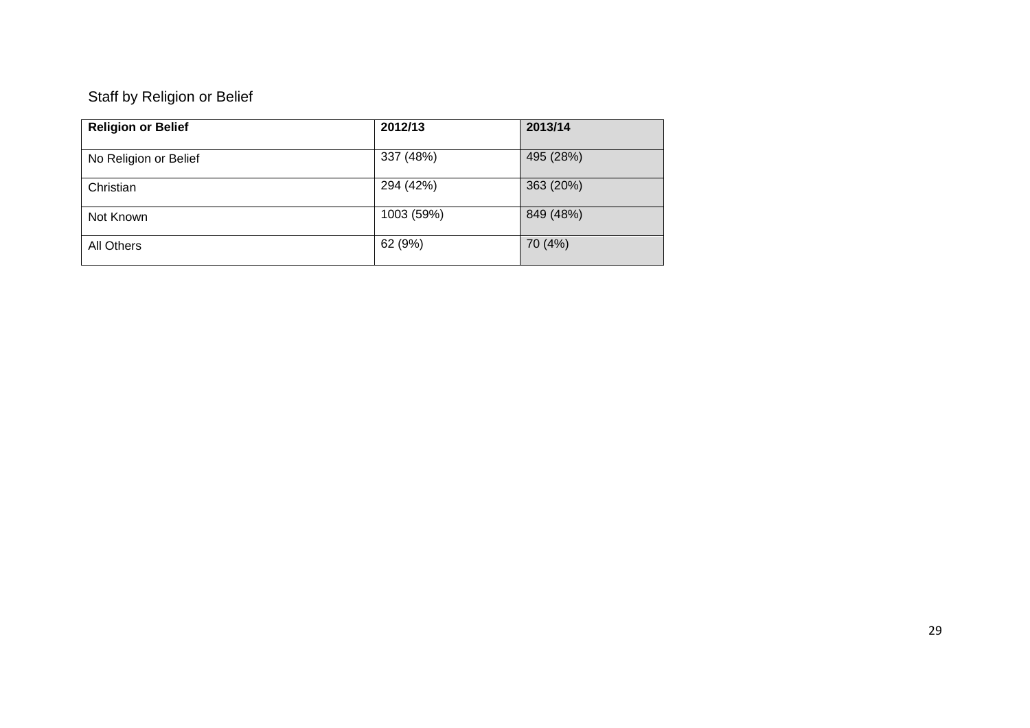Staff by Religion or Belief

| Religion or Belief | 2012/13 | 2013/14 |
|---|---|---|
| No Religion or Belief | 337 (48%) | 495 (28%) |
| Christian | 294 (42%) | 363 (20%) |
| Not Known | 1003 (59%) | 849 (48%) |
| All Others | 62 (9%) | 70 (4%) |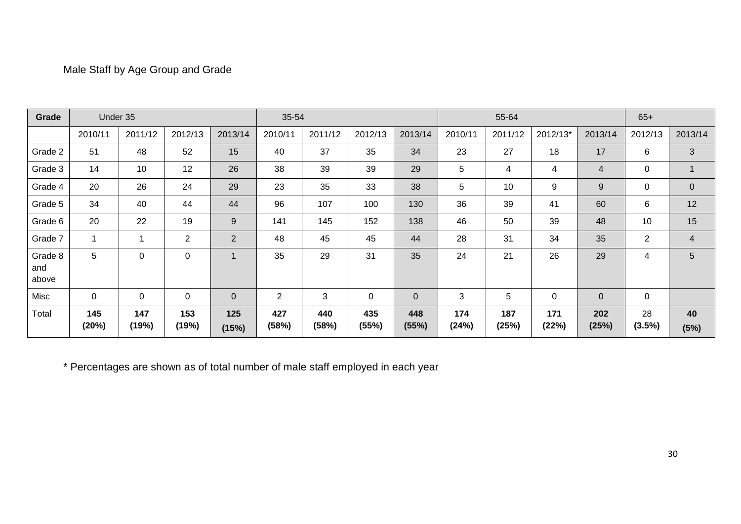Male Staff by Age Group and Grade

| Grade | Under 35 | | | | 35-54 | | | | 55-64 | | | | 65+ | |
|---|---|---|---|---|---|---|---|---|---|---|---|---|---|---|
| | 2010/11 | 2011/12 | 2012/13 | 2013/14 | 2010/11 | 2011/12 | 2012/13 | 2013/14 | 2010/11 | 2011/12 | 2012/13* | 2013/14 | 2012/13 | 2013/14 |
| Grade 2 | 51 | 48 | 52 | 15 | 40 | 37 | 35 | 34 | 23 | 27 | 18 | 17 | 6 | 3 |
| Grade 3 | 14 | 10 | 12 | 26 | 38 | 39 | 39 | 29 | 5 | 4 | 4 | 4 | 0 | 1 |
| Grade 4 | 20 | 26 | 24 | 29 | 23 | 35 | 33 | 38 | 5 | 10 | 9 | 9 | 0 | 0 |
| Grade 5 | 34 | 40 | 44 | 44 | 96 | 107 | 100 | 130 | 36 | 39 | 41 | 60 | 6 | 12 |
| Grade 6 | 20 | 22 | 19 | 9 | 141 | 145 | 152 | 138 | 46 | 50 | 39 | 48 | 10 | 15 |
| Grade 7 | 1 | 1 | 2 | 2 | 48 | 45 | 45 | 44 | 28 | 31 | 34 | 35 | 2 | 4 |
| Grade 8 and above | 5 | 0 | 0 | 1 | 35 | 29 | 31 | 35 | 24 | 21 | 26 | 29 | 4 | 5 |
| Misc | 0 | 0 | 0 | 0 | 2 | 3 | 0 | 0 | 3 | 5 | 0 | 0 | 0 | |
| Total | **145 (20%)** | **147 (19%)** | **153 (19%)** | **125 (15%)** | **427 (58%)** | **440 (58%)** | **435 (55%)** | **448 (55%)** | **174 (24%)** | **187 (25%)** | **171 (22%)** | **202 (25%)** | 28 **(3.5%)** | **40 (5%)** |

* Percentages are shown as of total number of male staff employed in each year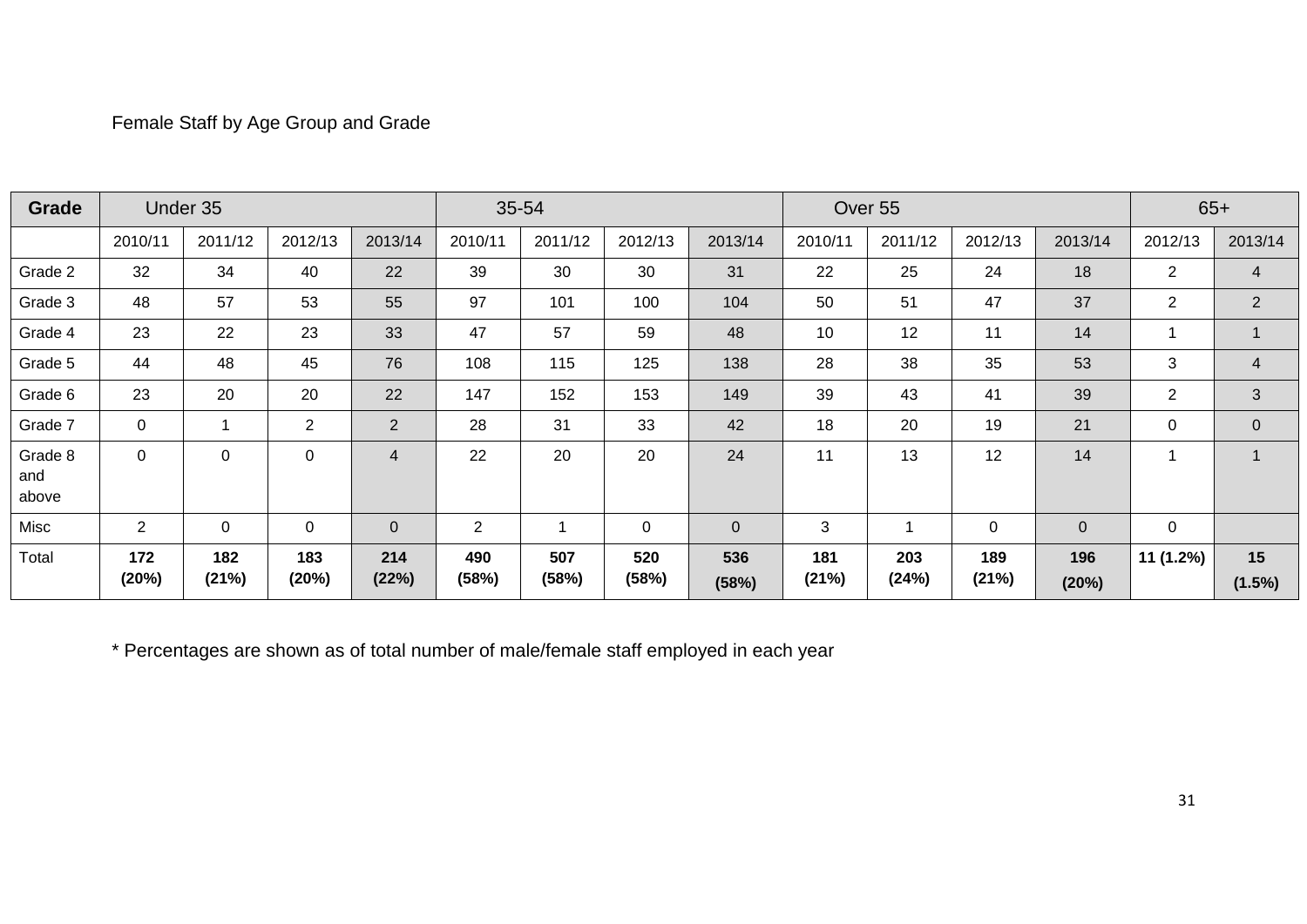Female Staff by Age Group and Grade

| Grade | Under 35 | | | | 35-54 | | | | Over 55 | | | | 65+ | |
|---|---|---|---|---|---|---|---|---|---|---|---|---|---|---|
| | 2010/11 | 2011/12 | 2012/13 | 2013/14 | 2010/11 | 2011/12 | 2012/13 | 2013/14 | 2010/11 | 2011/12 | 2012/13 | 2013/14 | 2012/13 | 2013/14 |
| Grade 2 | 32 | 34 | 40 | 22 | 39 | 30 | 30 | 31 | 22 | 25 | 24 | 18 | 2 | 4 |
| Grade 3 | 48 | 57 | 53 | 55 | 97 | 101 | 100 | 104 | 50 | 51 | 47 | 37 | 2 | 2 |
| Grade 4 | 23 | 22 | 23 | 33 | 47 | 57 | 59 | 48 | 10 | 12 | 11 | 14 | 1 | 1 |
| Grade 5 | 44 | 48 | 45 | 76 | 108 | 115 | 125 | 138 | 28 | 38 | 35 | 53 | 3 | 4 |
| Grade 6 | 23 | 20 | 20 | 22 | 147 | 152 | 153 | 149 | 39 | 43 | 41 | 39 | 2 | 3 |
| Grade 7 | 0 | 1 | 2 | 2 | 28 | 31 | 33 | 42 | 18 | 20 | 19 | 21 | 0 | 0 |
| Grade 8 and above | 0 | 0 | 0 | 4 | 22 | 20 | 20 | 24 | 11 | 13 | 12 | 14 | 1 | 1 |
| Misc | 2 | 0 | 0 | 0 | 2 | 1 | 0 | 0 | 3 | 1 | 0 | 0 | 0 | |
| Total | **172 (20%)** | **182 (21%)** | **183 (20%)** | **214 (22%)** | **490 (58%)** | **507 (58%)** | **520 (58%)** | **536 (58%)** | **181 (21%)** | **203 (24%)** | **189 (21%)** | **196 (20%)** | **11 (1.2%)** | **15 (1.5%)** |

* Percentages are shown as of total number of male/female staff employed in each year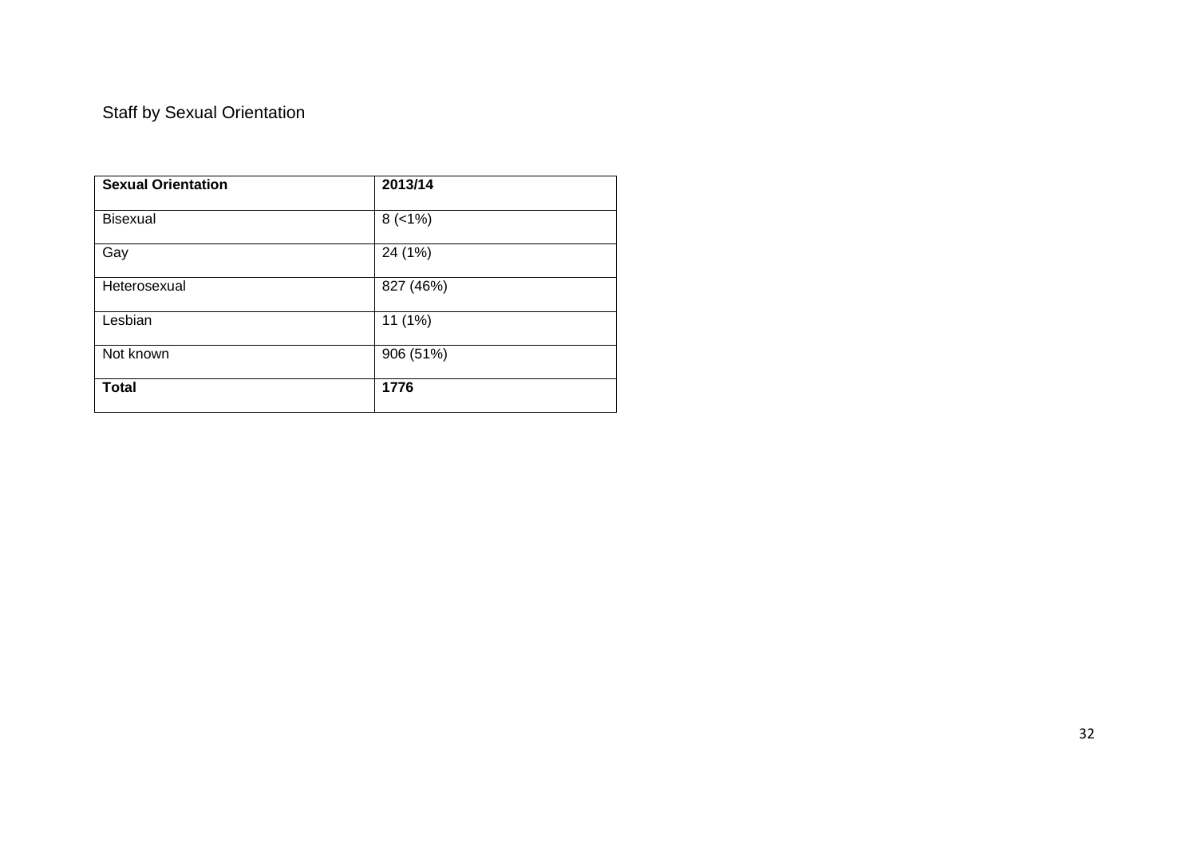Staff by Sexual Orientation

| **Sexual Orientation** | **2013/14** |
| --- | --- |
| Bisexual | 8 (<1%) |
| Gay | 24 (1%) |
| Heterosexual | 827 (46%) |
| Lesbian | 11 (1%) |
| Not known | 906 (51%) |
| **Total** | **1776** |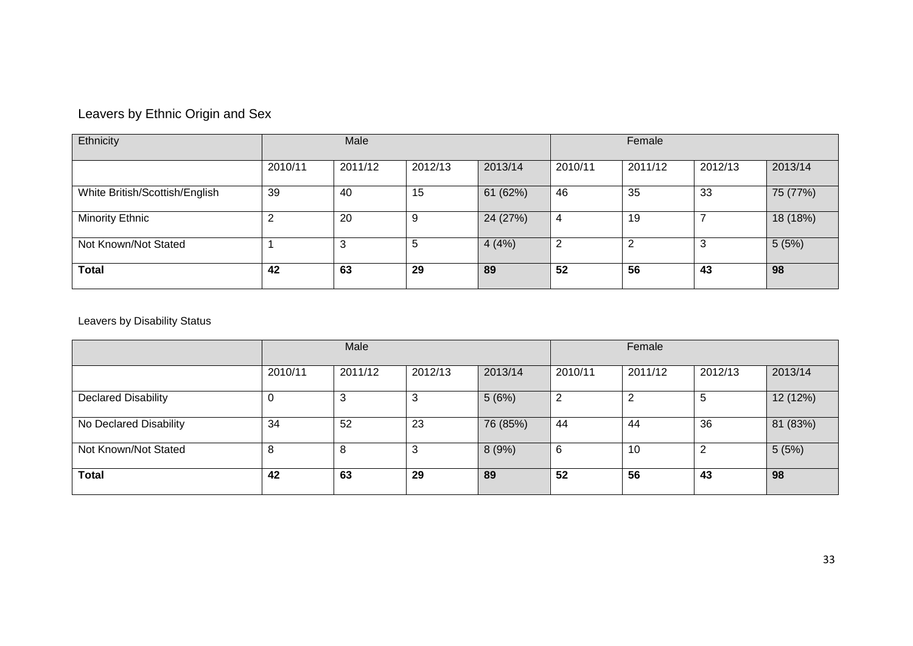## Leavers by Ethnic Origin and Sex

| Ethnicity | Male | | | | Female | | | |
|---|---|---|---|---|---|---|---|---|
| | 2010/11 | 2011/12 | 2012/13 | 2013/14 | 2010/11 | 2011/12 | 2012/13 | 2013/14 |
| White British/Scottish/English | 39 | 40 | 15 | 61 (62%) | 46 | 35 | 33 | 75 (77%) |
| Minority Ethnic | 2 | 20 | 9 | 24 (27%) | 4 | 19 | 7 | 18 (18%) |
| Not Known/Not Stated | 1 | 3 | 5 | 4 (4%) | 2 | 2 | 3 | 5 (5%) |
| **Total** | **42** | **63** | **29** | **89** | **52** | **56** | **43** | **98** |

### Leavers by Disability Status

| | Male | | | | Female | | | |
|---|---|---|---|---|---|---|---|---|
| | 2010/11 | 2011/12 | 2012/13 | 2013/14 | 2010/11 | 2011/12 | 2012/13 | 2013/14 |
| Declared Disability | 0 | 3 | 3 | 5 (6%) | 2 | 2 | 5 | 12 (12%) |
| No Declared Disability | 34 | 52 | 23 | 76 (85%) | 44 | 44 | 36 | 81 (83%) |
| Not Known/Not Stated | 8 | 8 | 3 | 8 (9%) | 6 | 10 | 2 | 5 (5%) |
| **Total** | **42** | **63** | **29** | **89** | **52** | **56** | **43** | **98** |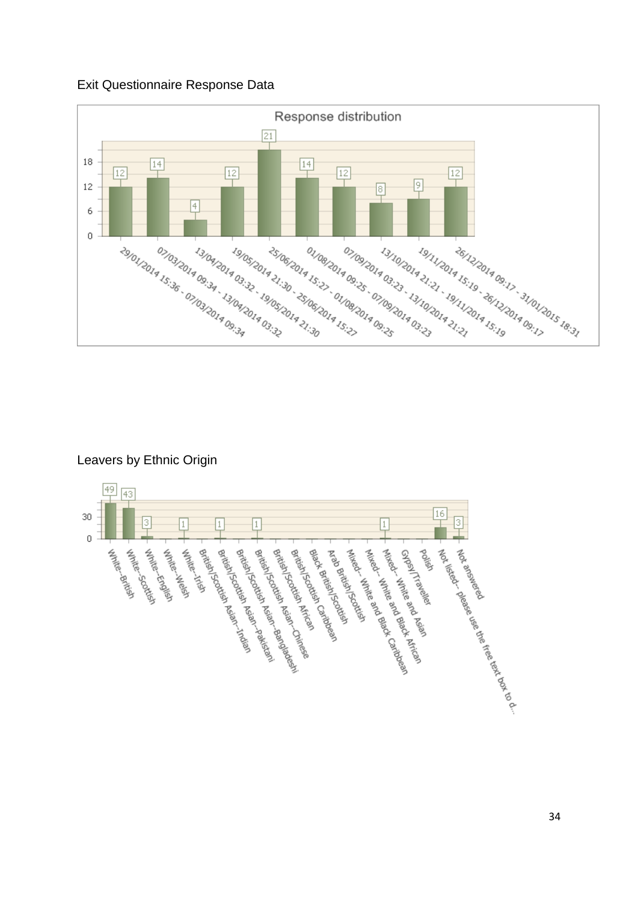## Exit Questionnaire Response Data

**Response distribution**

| Period | Responses |
|---|---|
| 29/01/2014 15:36 - 07/03/2014 09:34 | 12 |
| 07/03/2014 09:34 - 13/04/2014 03:32 | 14 |
| 13/04/2014 03:32 - 19/05/2014 21:30 | 4 |
| 19/05/2014 21:30 - 25/06/2014 15:27 | 12 |
| 25/06/2014 15:27 - 01/08/2014 09:25 | 21 |
| 01/08/2014 09:25 - 07/09/2014 03:23 | 14 |
| 07/09/2014 03:23 - 13/10/2014 21:21 | 12 |
| 13/10/2014 21:21 - 19/11/2014 15:19 | 8 |
| 19/11/2014 15:19 - 26/12/2014 09:17 | 9 |
| 26/12/2014 09:17 - 31/01/2015 18:31 | 12 |

## Leavers by Ethnic Origin

| Ethnic Origin | Leavers |
|---|---|
| White--British | 49 |
| White--Scottish | 43 |
| White--English | 3 |
| White--Welsh | |
| White--Irish | 1 |
| British/Scottish Asian--Indian | |
| British/Scottish Asian--Pakistani | 1 |
| British/Scottish Asian--Bangladeshi | |
| British/Scottish Asian--Chinese | 1 |
| British/Scottish African | |
| British/Scottish Caribbean | |
| Black British/Scottish | |
| Arab British/Scottish | |
| Mixed-- White and Black Caribbean | |
| Mixed-- White and Black African | |
| Mixed-- White and Asian | 1 |
| Gypsy/Traveller | |
| Polish | |
| Not listed-- please use the free text box to d... | 16 |
| Not answered | 3 |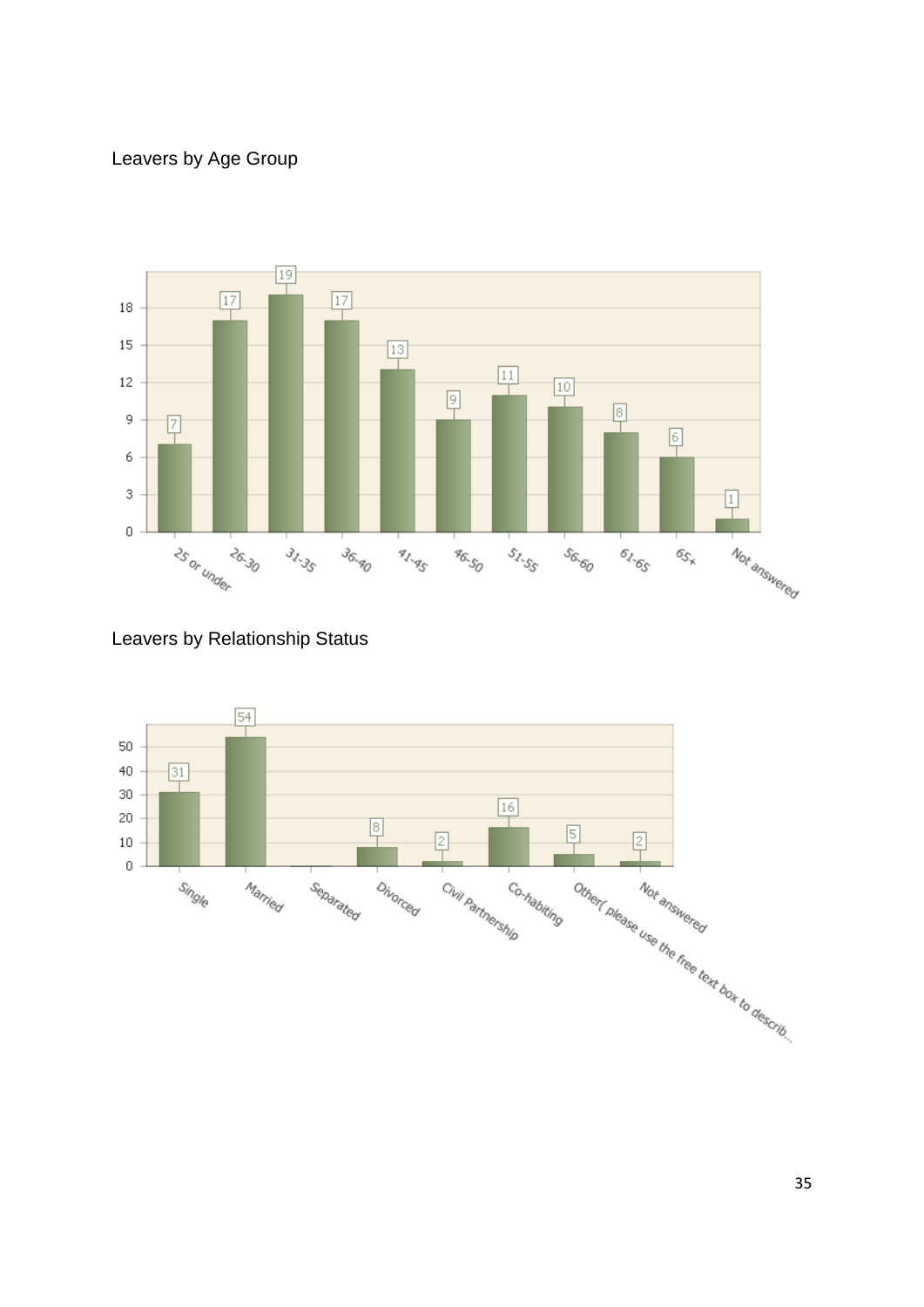Leavers by Age Group

| Age Group | Leavers |
|---|---|
| 25 or under | 7 |
| 26-30 | 17 |
| 31-35 | 19 |
| 36-40 | 17 |
| 41-45 | 13 |
| 46-50 | 9 |
| 51-55 | 11 |
| 56-60 | 10 |
| 61-65 | 8 |
| 65+ | 6 |
| Not answered | 1 |

Leavers by Relationship Status

| Relationship Status | Leavers |
|---|---|
| Single | 31 |
| Married | 54 |
| Separated | |
| Divorced | 8 |
| Civil Partnership | 2 |
| Co-habiting | 16 |
| Other( please use the free text box to describ... | 5 |
| Not answered | 2 |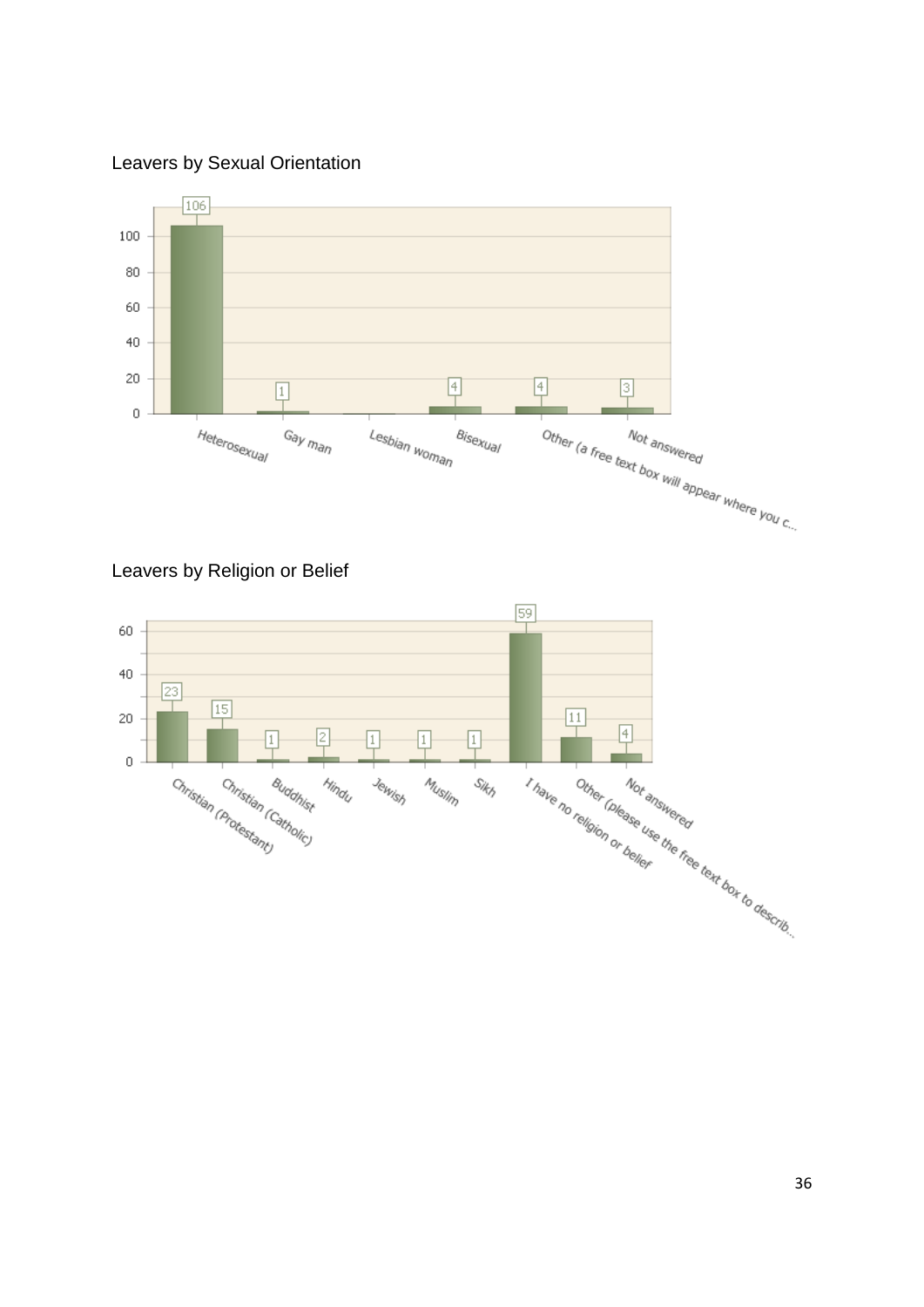Leavers by Sexual Orientation

| Category | Count |
| --- | --- |
| Heterosexual | 106 |
| Gay man | 1 |
| Lesbian woman | |
| Bisexual | 4 |
| Other (a free text box will appear where you c... | 4 |
| Not answered | 3 |

Leavers by Religion or Belief

| Category | Count |
| --- | --- |
| Christian (Protestant) | 23 |
| Christian (Catholic) | 15 |
| Buddhist | 1 |
| Hindu | 2 |
| Jewish | 1 |
| Muslim | 1 |
| Sikh | 1 |
| I have no religion or belief | 59 |
| Other (please use the free text box to describ... | 11 |
| Not answered | 4 |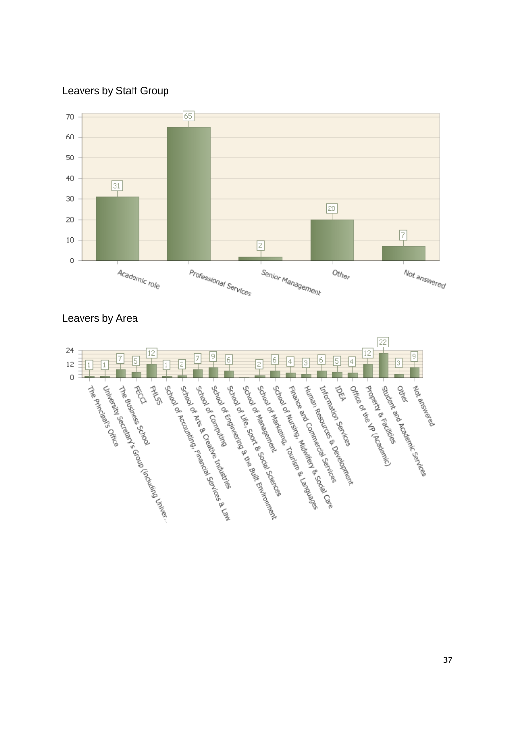## Leavers by Staff Group

| Staff Group | Leavers |
|---|---|
| Academic role | 31 |
| Professional Services | 65 |
| Senior Management | 2 |
| Other | 20 |
| Not answered | 7 |

## Leavers by Area

| Area | Leavers |
|---|---|
| The Principal's Office | 1 |
| University Secretary's Group (including Univer... | 1 |
| The Business School | 7 |
| FECCI | 5 |
| FHLSS | 12 |
| School of Accounting, Financial Services & Law | 1 |
| School of Arts & Creative Industries | 2 |
| School of Computing | 7 |
| School of Engineering & the Built Environment | 9 |
| School of Life, Sport & Social Sciences | 6 |
| School of Management | |
| School of Marketing, Tourism & Languages | 2 |
| School of Nursing, Midwifery & Social Care | 6 |
| Finance and Commercial Services | 4 |
| Human Resources & Development | 3 |
| Information Services | 6 |
| IDEA | 5 |
| Office of the VP (Academic) | 4 |
| Property & Facilities | 12 |
| Student and Academic Services | 22 |
| Other | 3 |
| Not answered | 9 |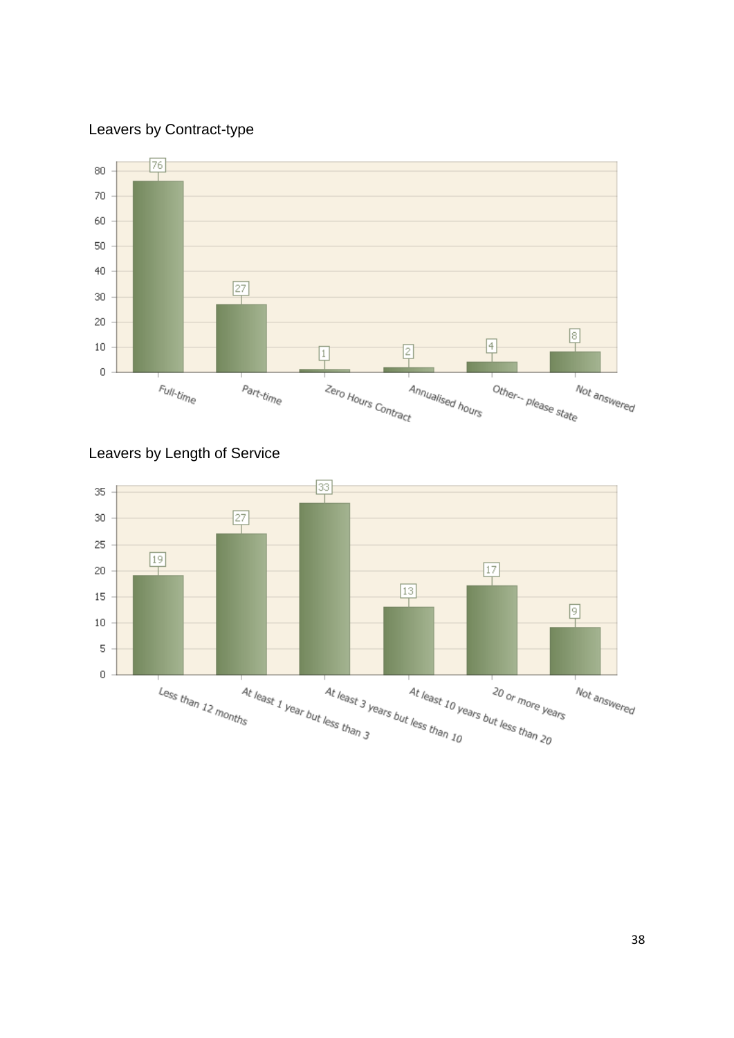## Leavers by Contract-type

| Contract-type | Leavers |
| --- | --- |
| Full-time | 76 |
| Part-time | 27 |
| Zero Hours Contract | 1 |
| Annualised hours | 2 |
| Other-- please state | 4 |
| Not answered | 8 |

## Leavers by Length of Service

| Length of Service | Leavers |
| --- | --- |
| Less than 12 months | 19 |
| At least 1 year but less than 3 | 27 |
| At least 3 years but less than 10 | 33 |
| At least 10 years but less than 20 | 13 |
| 20 or more years | 17 |
| Not answered | 9 |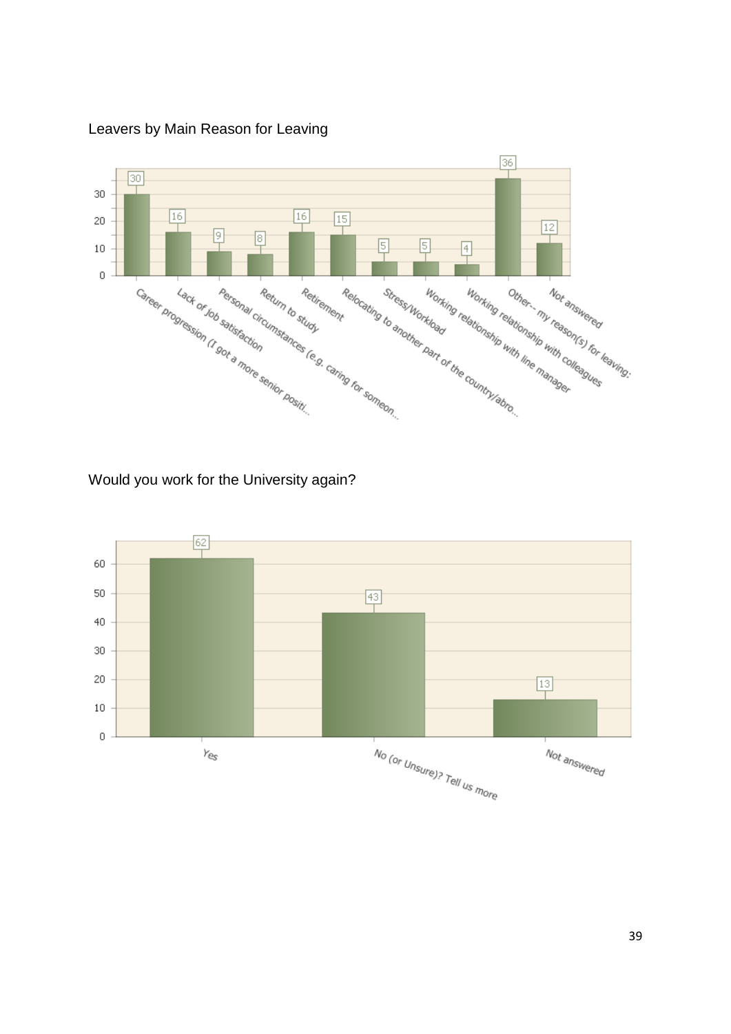Leavers by Main Reason for Leaving

| Main Reason for Leaving | Count |
| --- | --- |
| Career progression (I got a more senior positi... | 30 |
| Lack of job satisfaction | 16 |
| Personal circumstances (e.g. caring for someon... | 9 |
| Return to study | 8 |
| Retirement | 16 |
| Relocating to another part of the country/abro... | 15 |
| Stress/Workload | 5 |
| Working relationship with line manager | 5 |
| Working relationship with colleagues | 4 |
| Other-- my reason(s) for leaving: | 36 |
| Not answered | 12 |

Would you work for the University again?

| Response | Count |
| --- | --- |
| Yes | 62 |
| No (or Unsure)? Tell us more | 43 |
| Not answered | 13 |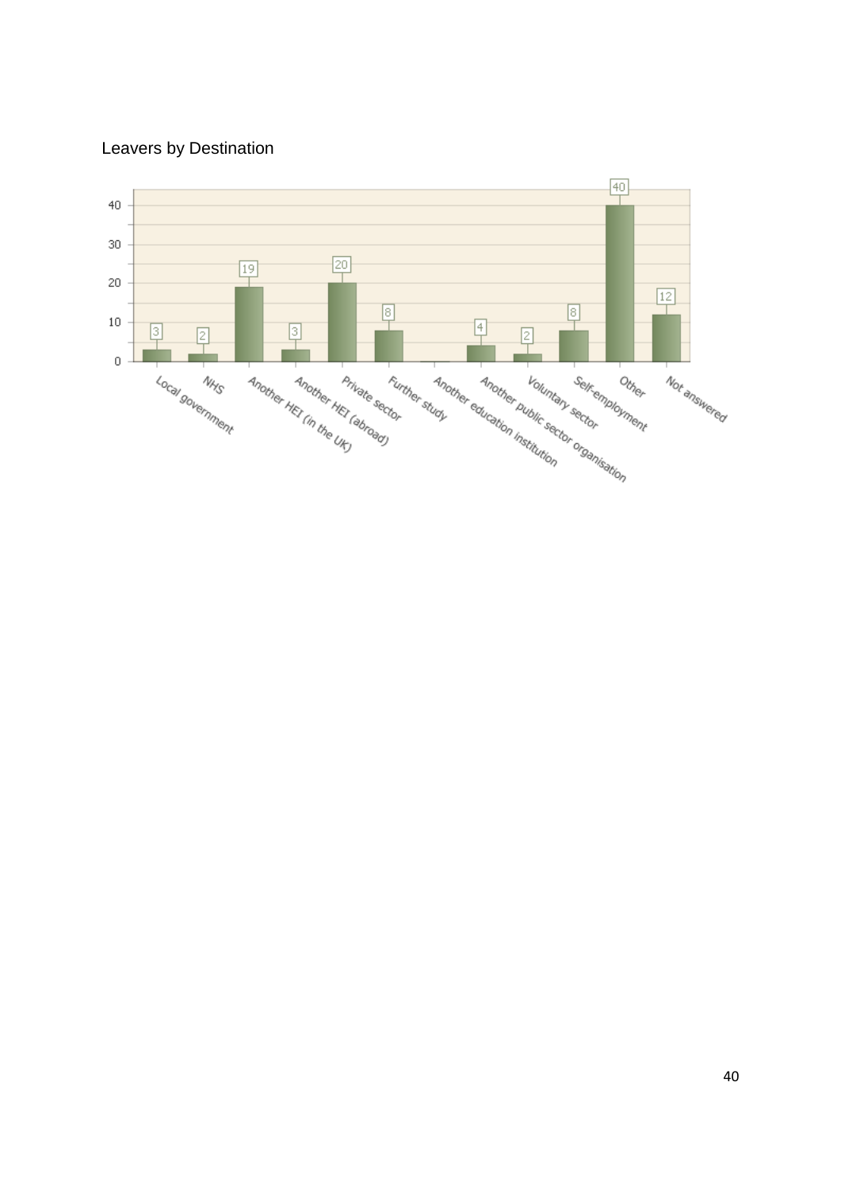Leavers by Destination

| Destination | Number |
|---|---|
| Local government | 3 |
| NHS | 2 |
| Another HEI (in the UK) | 19 |
| Another HEI (abroad) | 3 |
| Private sector | 20 |
| Further study | 8 |
| Another education institution | |
| Another public sector organisation | 4 |
| Voluntary sector | 2 |
| Self-employment | 8 |
| Other | 40 |
| Not answered | 12 |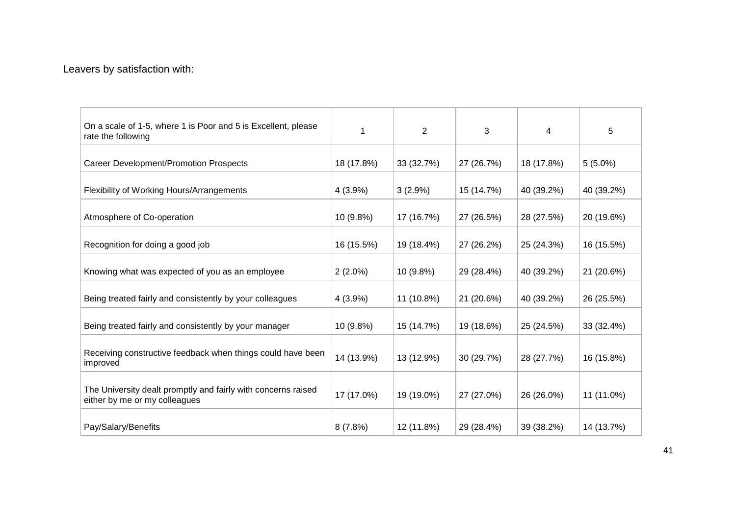Leavers by satisfaction with:

| On a scale of 1-5, where 1 is Poor and 5 is Excellent, please rate the following | 1 | 2 | 3 | 4 | 5 |
|---|---|---|---|---|---|
| Career Development/Promotion Prospects | 18 (17.8%) | 33 (32.7%) | 27 (26.7%) | 18 (17.8%) | 5 (5.0%) |
| Flexibility of Working Hours/Arrangements | 4 (3.9%) | 3 (2.9%) | 15 (14.7%) | 40 (39.2%) | 40 (39.2%) |
| Atmosphere of Co-operation | 10 (9.8%) | 17 (16.7%) | 27 (26.5%) | 28 (27.5%) | 20 (19.6%) |
| Recognition for doing a good job | 16 (15.5%) | 19 (18.4%) | 27 (26.2%) | 25 (24.3%) | 16 (15.5%) |
| Knowing what was expected of you as an employee | 2 (2.0%) | 10 (9.8%) | 29 (28.4%) | 40 (39.2%) | 21 (20.6%) |
| Being treated fairly and consistently by your colleagues | 4 (3.9%) | 11 (10.8%) | 21 (20.6%) | 40 (39.2%) | 26 (25.5%) |
| Being treated fairly and consistently by your manager | 10 (9.8%) | 15 (14.7%) | 19 (18.6%) | 25 (24.5%) | 33 (32.4%) |
| Receiving constructive feedback when things could have been improved | 14 (13.9%) | 13 (12.9%) | 30 (29.7%) | 28 (27.7%) | 16 (15.8%) |
| The University dealt promptly and fairly with concerns raised either by me or my colleagues | 17 (17.0%) | 19 (19.0%) | 27 (27.0%) | 26 (26.0%) | 11 (11.0%) |
| Pay/Salary/Benefits | 8 (7.8%) | 12 (11.8%) | 29 (28.4%) | 39 (38.2%) | 14 (13.7%) |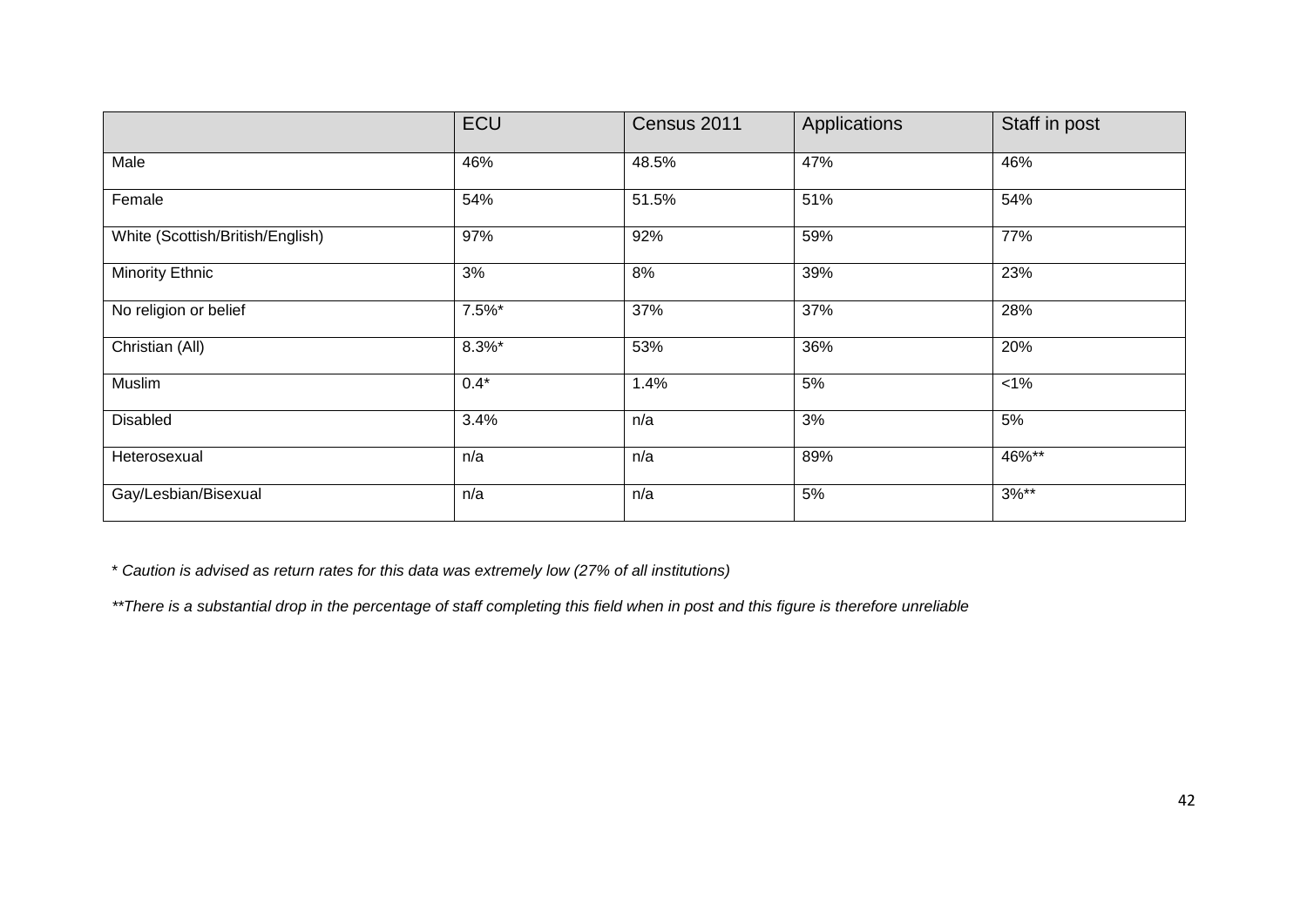| | ECU | Census 2011 | Applications | Staff in post |
|---|---|---|---|---|
| Male | 46% | 48.5% | 47% | 46% |
| Female | 54% | 51.5% | 51% | 54% |
| White (Scottish/British/English) | 97% | 92% | 59% | 77% |
| Minority Ethnic | 3% | 8% | 39% | 23% |
| No religion or belief | 7.5%* | 37% | 37% | 28% |
| Christian (All) | 8.3%* | 53% | 36% | 20% |
| Muslim | 0.4* | 1.4% | 5% | <1% |
| Disabled | 3.4% | n/a | 3% | 5% |
| Heterosexual | n/a | n/a | 89% | 46%** |
| Gay/Lesbian/Bisexual | n/a | n/a | 5% | 3%** |

*\* Caution is advised as return rates for this data was extremely low (27% of all institutions)*

*\*\*There is a substantial drop in the percentage of staff completing this field when in post and this figure is therefore unreliable*